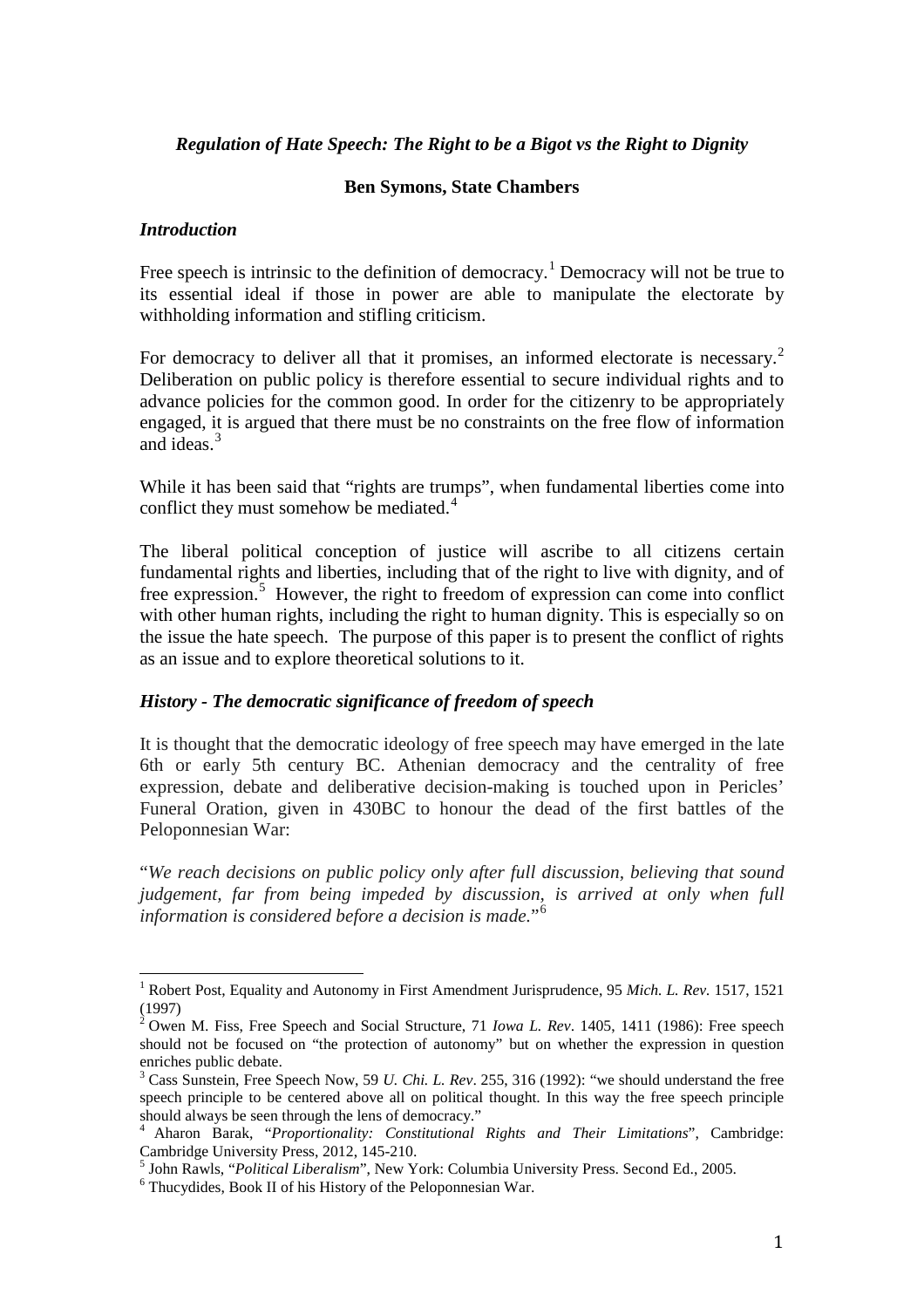## *Regulation of Hate Speech: The Right to be a Bigot vs the Right to Dignity*

**Ben Symons, State Chambers**

### *Introduction*

Free speech is intrinsic to the definition of democracy.[1] Democracy will not be true to its essential ideal if those in power are able to manipulate the electorate by withholding information and stifling criticism.

For democracy to deliver all that it promises, an informed electorate is necessary.[2] Deliberation on public policy is therefore essential to secure individual rights and to advance policies for the common good. In order for the citizenry to be appropriately engaged, it is argued that there must be no constraints on the free flow of information and ideas.[3]

While it has been said that "rights are trumps", when fundamental liberties come into conflict they must somehow be mediated.[4]

The liberal political conception of justice will ascribe to all citizens certain fundamental rights and liberties, including that of the right to live with dignity, and of free expression.[5] However, the right to freedom of expression can come into conflict with other human rights, including the right to human dignity. This is especially so on the issue the hate speech. The purpose of this paper is to present the conflict of rights as an issue and to explore theoretical solutions to it.

### *History - The democratic significance of freedom of speech*

It is thought that the democratic ideology of free speech may have emerged in the late 6th or early 5th century BC. Athenian democracy and the centrality of free expression, debate and deliberative decision-making is touched upon in Pericles' Funeral Oration, given in 430BC to honour the dead of the first battles of the Peloponnesian War:

"*We reach decisions on public policy only after full discussion, believing that sound judgement, far from being impeded by discussion, is arrived at only when full information is considered before a decision is made.*"[6]

---

[1] Robert Post, Equality and Autonomy in First Amendment Jurisprudence, 95 *Mich. L. Rev.* 1517, 1521 (1997)

[2] Owen M. Fiss, Free Speech and Social Structure, 71 *Iowa L. Rev*. 1405, 1411 (1986): Free speech should not be focused on "the protection of autonomy" but on whether the expression in question enriches public debate.

[3] Cass Sunstein, Free Speech Now, 59 *U. Chi. L. Rev*. 255, 316 (1992): "we should understand the free speech principle to be centered above all on political thought. In this way the free speech principle should always be seen through the lens of democracy."

[4] Aharon Barak, "*Proportionality: Constitutional Rights and Their Limitations*", Cambridge: Cambridge University Press, 2012, 145-210.

[5] John Rawls, "*Political Liberalism*", New York: Columbia University Press. Second Ed., 2005.

[6] Thucydides, Book II of his History of the Peloponnesian War.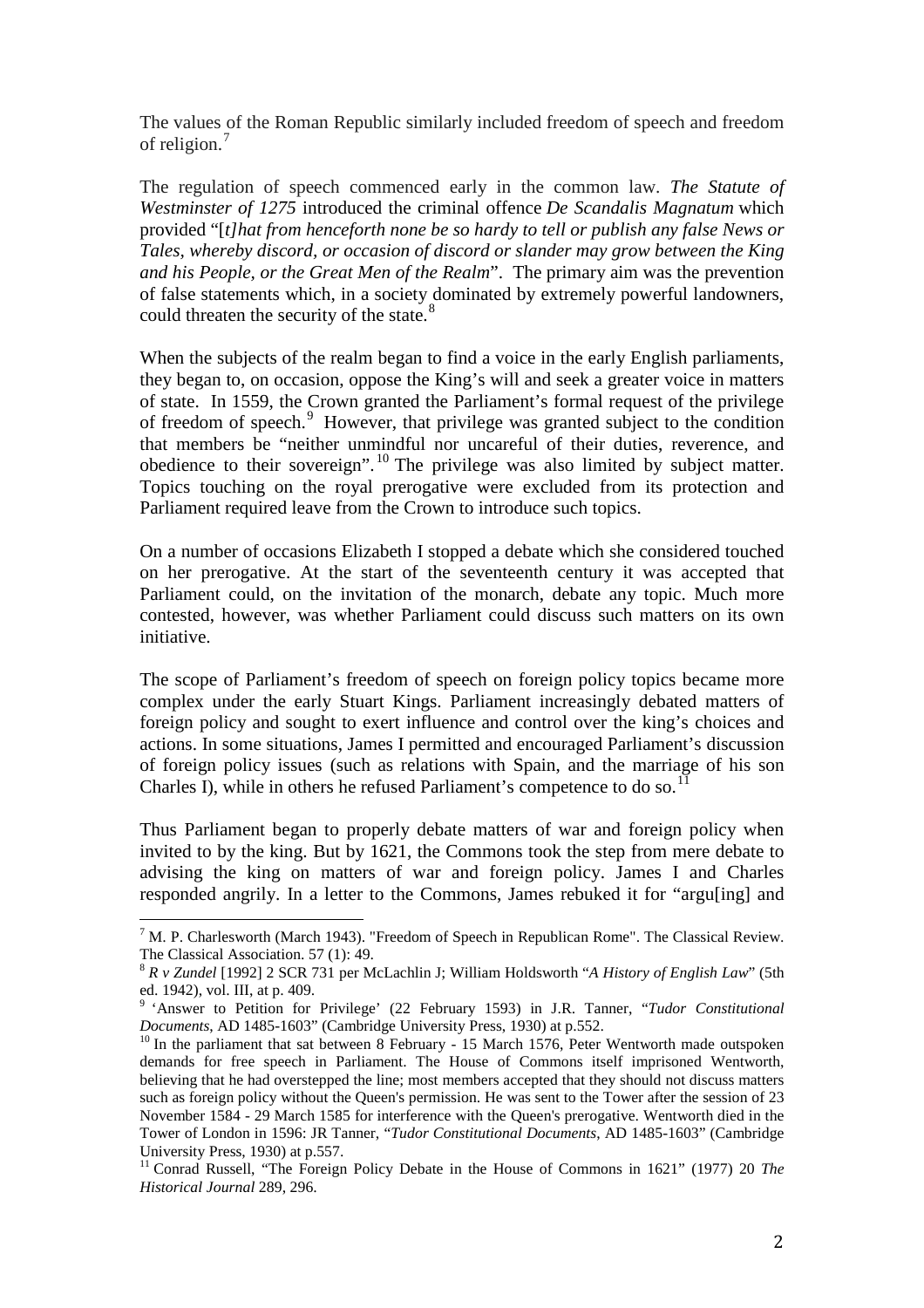The values of the Roman Republic similarly included freedom of speech and freedom of religion.[7]

The regulation of speech commenced early in the common law. *The Statute of Westminster of 1275* introduced the criminal offence *De Scandalis Magnatum* which provided "[*t]hat from henceforth none be so hardy to tell or publish any false News or Tales, whereby discord, or occasion of discord or slander may grow between the King and his People, or the Great Men of the Realm*". The primary aim was the prevention of false statements which, in a society dominated by extremely powerful landowners, could threaten the security of the state.[8]

When the subjects of the realm began to find a voice in the early English parliaments, they began to, on occasion, oppose the King's will and seek a greater voice in matters of state. In 1559, the Crown granted the Parliament's formal request of the privilege of freedom of speech.[9] However, that privilege was granted subject to the condition that members be "neither unmindful nor uncareful of their duties, reverence, and obedience to their sovereign".[10] The privilege was also limited by subject matter. Topics touching on the royal prerogative were excluded from its protection and Parliament required leave from the Crown to introduce such topics.

On a number of occasions Elizabeth I stopped a debate which she considered touched on her prerogative. At the start of the seventeenth century it was accepted that Parliament could, on the invitation of the monarch, debate any topic. Much more contested, however, was whether Parliament could discuss such matters on its own initiative.

The scope of Parliament's freedom of speech on foreign policy topics became more complex under the early Stuart Kings. Parliament increasingly debated matters of foreign policy and sought to exert influence and control over the king's choices and actions. In some situations, James I permitted and encouraged Parliament's discussion of foreign policy issues (such as relations with Spain, and the marriage of his son Charles I), while in others he refused Parliament's competence to do so.[11]

Thus Parliament began to properly debate matters of war and foreign policy when invited to by the king. But by 1621, the Commons took the step from mere debate to advising the king on matters of war and foreign policy. James I and Charles responded angrily. In a letter to the Commons, James rebuked it for "argu[ing] and

---

[7] M. P. Charlesworth (March 1943). "Freedom of Speech in Republican Rome". The Classical Review. The Classical Association. 57 (1): 49.

[8] *R v Zundel* [1992] 2 SCR 731 per McLachlin J; William Holdsworth "*A History of English Law*" (5th ed. 1942), vol. III, at p. 409.

[9] 'Answer to Petition for Privilege' (22 February 1593) in J.R. Tanner, "*Tudor Constitutional Documents*, AD 1485-1603" (Cambridge University Press, 1930) at p.552.

[10] In the parliament that sat between 8 February - 15 March 1576, Peter Wentworth made outspoken demands for free speech in Parliament. The House of Commons itself imprisoned Wentworth, believing that he had overstepped the line; most members accepted that they should not discuss matters such as foreign policy without the Queen's permission. He was sent to the Tower after the session of 23 November 1584 - 29 March 1585 for interference with the Queen's prerogative. Wentworth died in the Tower of London in 1596: JR Tanner, "*Tudor Constitutional Documents*, AD 1485-1603" (Cambridge University Press, 1930) at p.557.

[11] Conrad Russell, "The Foreign Policy Debate in the House of Commons in 1621" (1977) 20 *The Historical Journal* 289, 296.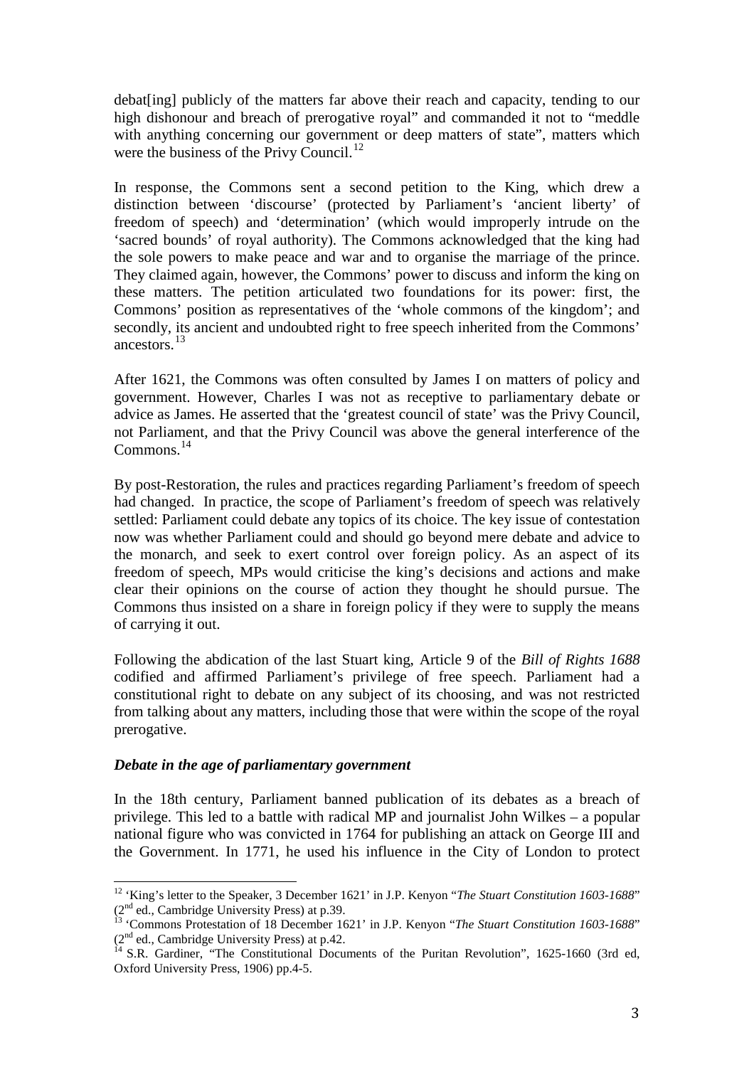debat[ing] publicly of the matters far above their reach and capacity, tending to our high dishonour and breach of prerogative royal" and commanded it not to "meddle with anything concerning our government or deep matters of state", matters which were the business of the Privy Council.[12]

In response, the Commons sent a second petition to the King, which drew a distinction between 'discourse' (protected by Parliament's 'ancient liberty' of freedom of speech) and 'determination' (which would improperly intrude on the 'sacred bounds' of royal authority). The Commons acknowledged that the king had the sole powers to make peace and war and to organise the marriage of the prince. They claimed again, however, the Commons' power to discuss and inform the king on these matters. The petition articulated two foundations for its power: first, the Commons' position as representatives of the 'whole commons of the kingdom'; and secondly, its ancient and undoubted right to free speech inherited from the Commons' ancestors.[13]

After 1621, the Commons was often consulted by James I on matters of policy and government. However, Charles I was not as receptive to parliamentary debate or advice as James. He asserted that the 'greatest council of state' was the Privy Council, not Parliament, and that the Privy Council was above the general interference of the Commons.[14]

By post-Restoration, the rules and practices regarding Parliament's freedom of speech had changed. In practice, the scope of Parliament's freedom of speech was relatively settled: Parliament could debate any topics of its choice. The key issue of contestation now was whether Parliament could and should go beyond mere debate and advice to the monarch, and seek to exert control over foreign policy. As an aspect of its freedom of speech, MPs would criticise the king's decisions and actions and make clear their opinions on the course of action they thought he should pursue. The Commons thus insisted on a share in foreign policy if they were to supply the means of carrying it out.

Following the abdication of the last Stuart king, Article 9 of the *Bill of Rights 1688* codified and affirmed Parliament's privilege of free speech. Parliament had a constitutional right to debate on any subject of its choosing, and was not restricted from talking about any matters, including those that were within the scope of the royal prerogative.

### *Debate in the age of parliamentary government*

In the 18th century, Parliament banned publication of its debates as a breach of privilege. This led to a battle with radical MP and journalist John Wilkes – a popular national figure who was convicted in 1764 for publishing an attack on George III and the Government. In 1771, he used his influence in the City of London to protect

---

[12] 'King's letter to the Speaker, 3 December 1621' in J.P. Kenyon "*The Stuart Constitution 1603-1688*" (2nd ed., Cambridge University Press) at p.39.

[13] 'Commons Protestation of 18 December 1621' in J.P. Kenyon "*The Stuart Constitution 1603-1688*" (2nd ed., Cambridge University Press) at p.42.

[14] S.R. Gardiner, "The Constitutional Documents of the Puritan Revolution", 1625-1660 (3rd ed, Oxford University Press, 1906) pp.4-5.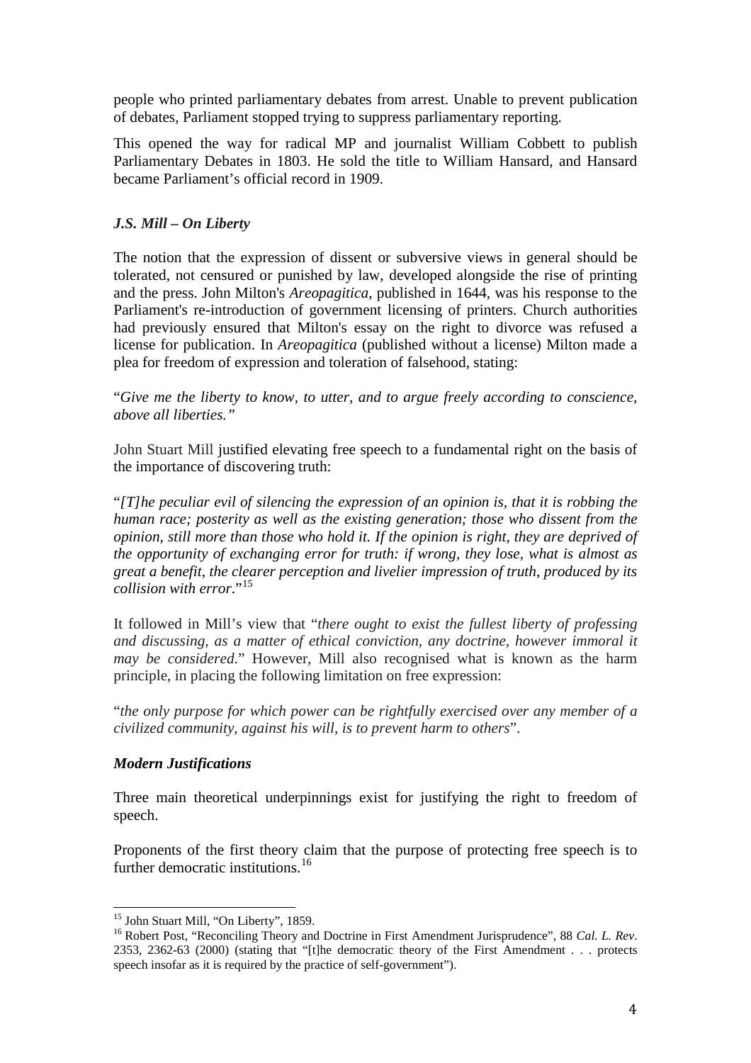people who printed parliamentary debates from arrest. Unable to prevent publication of debates, Parliament stopped trying to suppress parliamentary reporting.

This opened the way for radical MP and journalist William Cobbett to publish Parliamentary Debates in 1803. He sold the title to William Hansard, and Hansard became Parliament's official record in 1909.

### *J.S. Mill – On Liberty*

The notion that the expression of dissent or subversive views in general should be tolerated, not censured or punished by law, developed alongside the rise of printing and the press. John Milton's *Areopagitica*, published in 1644, was his response to the Parliament's re-introduction of government licensing of printers. Church authorities had previously ensured that Milton's essay on the right to divorce was refused a license for publication. In *Areopagitica* (published without a license) Milton made a plea for freedom of expression and toleration of falsehood, stating:

"*Give me the liberty to know, to utter, and to argue freely according to conscience, above all liberties.*"

John Stuart Mill justified elevating free speech to a fundamental right on the basis of the importance of discovering truth:

"*[T]he peculiar evil of silencing the expression of an opinion is, that it is robbing the human race; posterity as well as the existing generation; those who dissent from the opinion, still more than those who hold it. If the opinion is right, they are deprived of the opportunity of exchanging error for truth: if wrong, they lose, what is almost as great a benefit, the clearer perception and livelier impression of truth, produced by its collision with error.*"[15]

It followed in Mill's view that "*there ought to exist the fullest liberty of professing and discussing, as a matter of ethical conviction, any doctrine, however immoral it may be considered.*" However, Mill also recognised what is known as the harm principle, in placing the following limitation on free expression:

"*the only purpose for which power can be rightfully exercised over any member of a civilized community, against his will, is to prevent harm to others*".

### *Modern Justifications*

Three main theoretical underpinnings exist for justifying the right to freedom of speech.

Proponents of the first theory claim that the purpose of protecting free speech is to further democratic institutions.[16]

---

[15] John Stuart Mill, "On Liberty", 1859.

[16] Robert Post, "Reconciling Theory and Doctrine in First Amendment Jurisprudence", 88 *Cal. L. Rev*. 2353, 2362-63 (2000) (stating that "[t]he democratic theory of the First Amendment . . . protects speech insofar as it is required by the practice of self-government").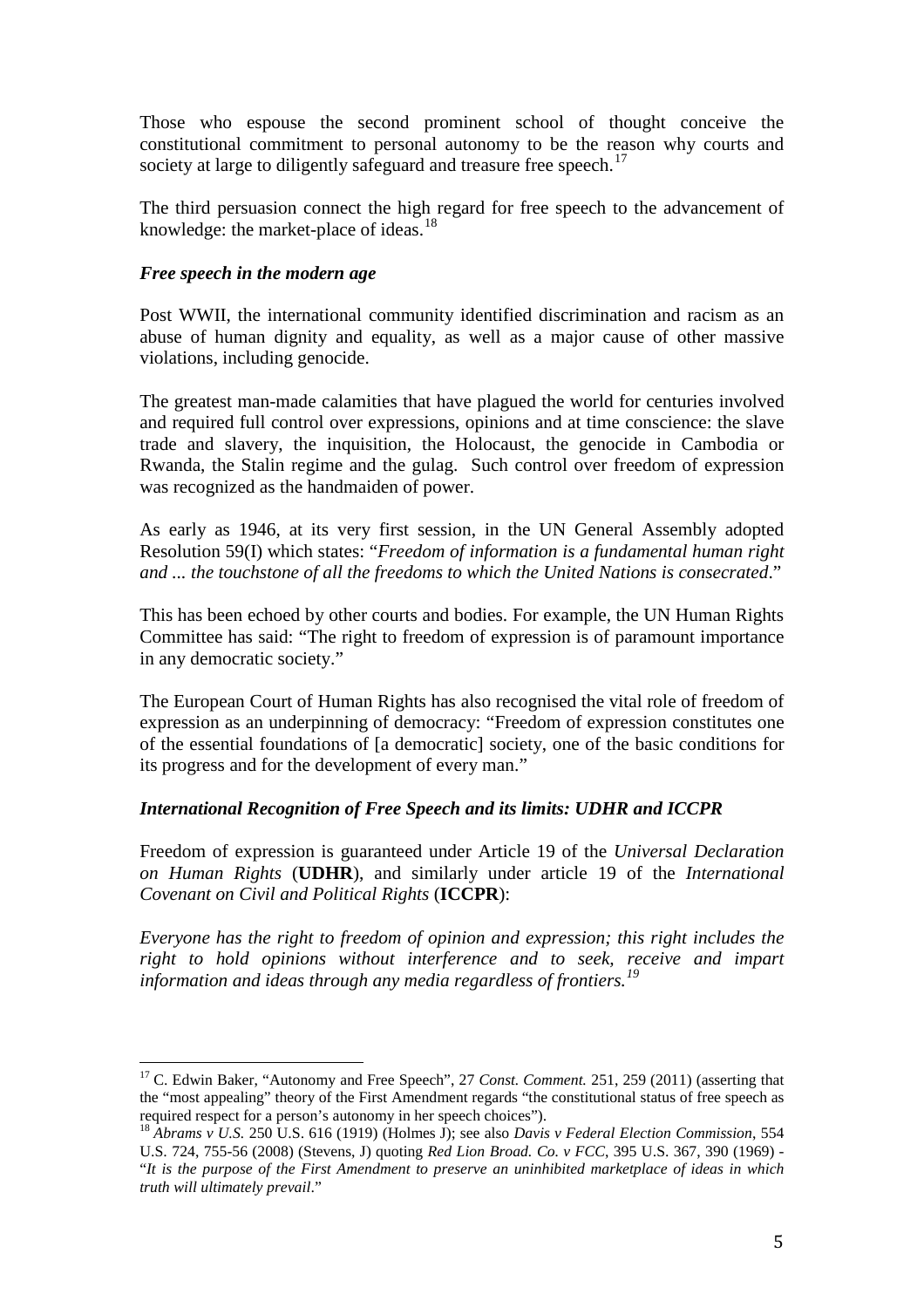Those who espouse the second prominent school of thought conceive the constitutional commitment to personal autonomy to be the reason why courts and society at large to diligently safeguard and treasure free speech.[17]

The third persuasion connect the high regard for free speech to the advancement of knowledge: the market-place of ideas.[18]

### *Free speech in the modern age*

Post WWII, the international community identified discrimination and racism as an abuse of human dignity and equality, as well as a major cause of other massive violations, including genocide.

The greatest man-made calamities that have plagued the world for centuries involved and required full control over expressions, opinions and at time conscience: the slave trade and slavery, the inquisition, the Holocaust, the genocide in Cambodia or Rwanda, the Stalin regime and the gulag. Such control over freedom of expression was recognized as the handmaiden of power.

As early as 1946, at its very first session, in the UN General Assembly adopted Resolution 59(I) which states: "*Freedom of information is a fundamental human right and ... the touchstone of all the freedoms to which the United Nations is consecrated*."

This has been echoed by other courts and bodies. For example, the UN Human Rights Committee has said: "The right to freedom of expression is of paramount importance in any democratic society."

The European Court of Human Rights has also recognised the vital role of freedom of expression as an underpinning of democracy: "Freedom of expression constitutes one of the essential foundations of [a democratic] society, one of the basic conditions for its progress and for the development of every man."

### *International Recognition of Free Speech and its limits: UDHR and ICCPR*

Freedom of expression is guaranteed under Article 19 of the *Universal Declaration on Human Rights* (**UDHR**), and similarly under article 19 of the *International Covenant on Civil and Political Rights* (**ICCPR**):

*Everyone has the right to freedom of opinion and expression; this right includes the right to hold opinions without interference and to seek, receive and impart information and ideas through any media regardless of frontiers.*[19]

---

[17] C. Edwin Baker, "Autonomy and Free Speech", 27 *Const. Comment.* 251, 259 (2011) (asserting that the "most appealing" theory of the First Amendment regards "the constitutional status of free speech as required respect for a person's autonomy in her speech choices").

[18] *Abrams v U.S.* 250 U.S. 616 (1919) (Holmes J); see also *Davis v Federal Election Commission*, 554 U.S. 724, 755-56 (2008) (Stevens, J) quoting *Red Lion Broad. Co. v FCC*, 395 U.S. 367, 390 (1969) - "*It is the purpose of the First Amendment to preserve an uninhibited marketplace of ideas in which truth will ultimately prevail*."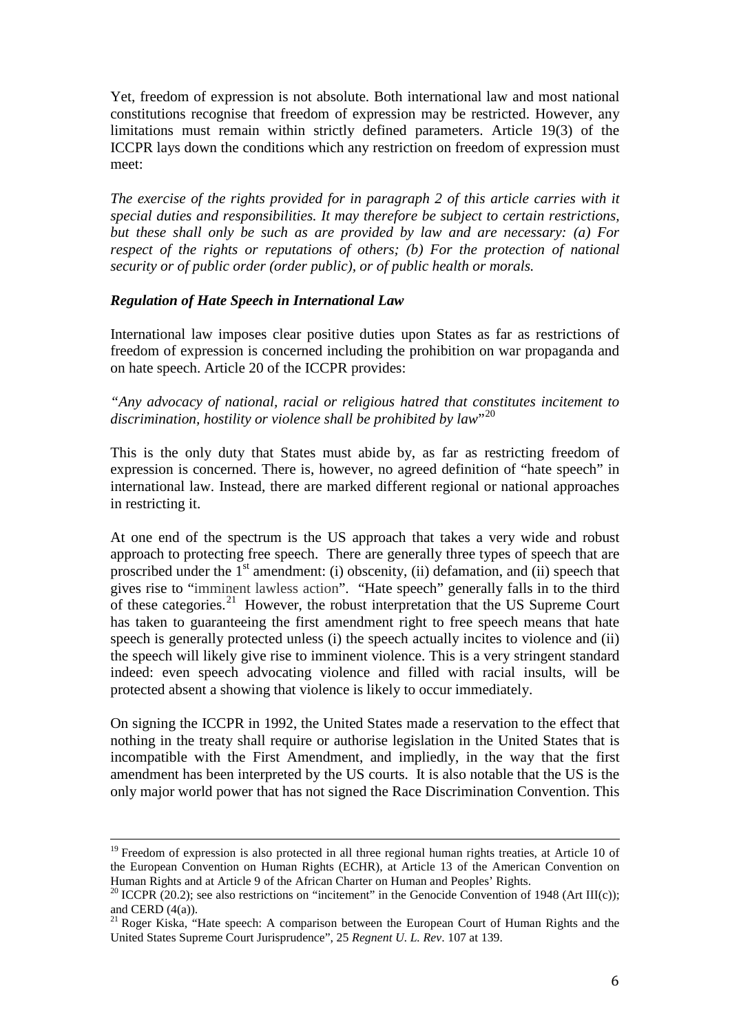Yet, freedom of expression is not absolute. Both international law and most national constitutions recognise that freedom of expression may be restricted. However, any limitations must remain within strictly defined parameters. Article 19(3) of the ICCPR lays down the conditions which any restriction on freedom of expression must meet:

*The exercise of the rights provided for in paragraph 2 of this article carries with it special duties and responsibilities. It may therefore be subject to certain restrictions, but these shall only be such as are provided by law and are necessary: (a) For respect of the rights or reputations of others; (b) For the protection of national security or of public order (order public), or of public health or morals.*

### *Regulation of Hate Speech in International Law*

International law imposes clear positive duties upon States as far as restrictions of freedom of expression is concerned including the prohibition on war propaganda and on hate speech. Article 20 of the ICCPR provides:

*"Any advocacy of national, racial or religious hatred that constitutes incitement to discrimination, hostility or violence shall be prohibited by law*"[20]

This is the only duty that States must abide by, as far as restricting freedom of expression is concerned. There is, however, no agreed definition of "hate speech" in international law. Instead, there are marked different regional or national approaches in restricting it.

At one end of the spectrum is the US approach that takes a very wide and robust approach to protecting free speech. There are generally three types of speech that are proscribed under the 1st amendment: (i) obscenity, (ii) defamation, and (ii) speech that gives rise to "imminent lawless action". "Hate speech" generally falls in to the third of these categories.[21] However, the robust interpretation that the US Supreme Court has taken to guaranteeing the first amendment right to free speech means that hate speech is generally protected unless (i) the speech actually incites to violence and (ii) the speech will likely give rise to imminent violence. This is a very stringent standard indeed: even speech advocating violence and filled with racial insults, will be protected absent a showing that violence is likely to occur immediately.

On signing the ICCPR in 1992, the United States made a reservation to the effect that nothing in the treaty shall require or authorise legislation in the United States that is incompatible with the First Amendment, and impliedly, in the way that the first amendment has been interpreted by the US courts. It is also notable that the US is the only major world power that has not signed the Race Discrimination Convention. This

---

[19] Freedom of expression is also protected in all three regional human rights treaties, at Article 10 of the European Convention on Human Rights (ECHR), at Article 13 of the American Convention on Human Rights and at Article 9 of the African Charter on Human and Peoples' Rights.

[20] ICCPR (20.2); see also restrictions on "incitement" in the Genocide Convention of 1948 (Art III(c)); and CERD (4(a)).

[21] Roger Kiska, "Hate speech: A comparison between the European Court of Human Rights and the United States Supreme Court Jurisprudence", 25 *Regnent U. L. Rev*. 107 at 139.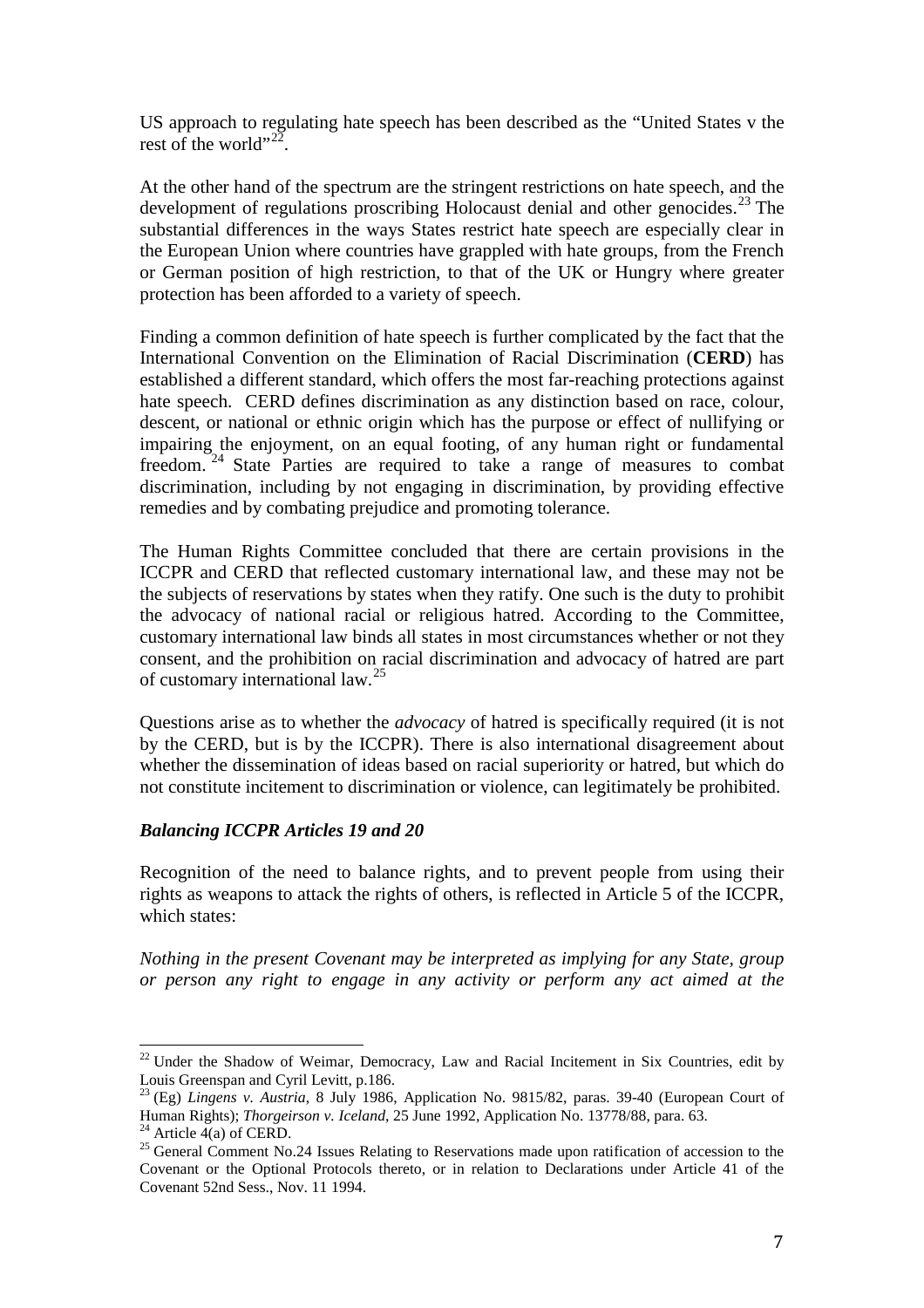US approach to regulating hate speech has been described as the "United States v the rest of the world"[22].

At the other hand of the spectrum are the stringent restrictions on hate speech, and the development of regulations proscribing Holocaust denial and other genocides.[23] The substantial differences in the ways States restrict hate speech are especially clear in the European Union where countries have grappled with hate groups, from the French or German position of high restriction, to that of the UK or Hungry where greater protection has been afforded to a variety of speech.

Finding a common definition of hate speech is further complicated by the fact that the International Convention on the Elimination of Racial Discrimination (**CERD**) has established a different standard, which offers the most far-reaching protections against hate speech. CERD defines discrimination as any distinction based on race, colour, descent, or national or ethnic origin which has the purpose or effect of nullifying or impairing the enjoyment, on an equal footing, of any human right or fundamental freedom.[24] State Parties are required to take a range of measures to combat discrimination, including by not engaging in discrimination, by providing effective remedies and by combating prejudice and promoting tolerance.

The Human Rights Committee concluded that there are certain provisions in the ICCPR and CERD that reflected customary international law, and these may not be the subjects of reservations by states when they ratify. One such is the duty to prohibit the advocacy of national racial or religious hatred. According to the Committee, customary international law binds all states in most circumstances whether or not they consent, and the prohibition on racial discrimination and advocacy of hatred are part of customary international law.[25]

Questions arise as to whether the *advocacy* of hatred is specifically required (it is not by the CERD, but is by the ICCPR). There is also international disagreement about whether the dissemination of ideas based on racial superiority or hatred, but which do not constitute incitement to discrimination or violence, can legitimately be prohibited.

### *Balancing ICCPR Articles 19 and 20*

Recognition of the need to balance rights, and to prevent people from using their rights as weapons to attack the rights of others, is reflected in Article 5 of the ICCPR, which states:

*Nothing in the present Covenant may be interpreted as implying for any State, group or person any right to engage in any activity or perform any act aimed at the*

---

[22] Under the Shadow of Weimar, Democracy, Law and Racial Incitement in Six Countries, edit by Louis Greenspan and Cyril Levitt, p.186.

[23] (Eg) *Lingens v. Austria*, 8 July 1986, Application No. 9815/82, paras. 39-40 (European Court of Human Rights); *Thorgeirson v. Iceland*, 25 June 1992, Application No. 13778/88, para. 63.

[24] Article 4(a) of CERD.

[25] General Comment No.24 Issues Relating to Reservations made upon ratification of accession to the Covenant or the Optional Protocols thereto, or in relation to Declarations under Article 41 of the Covenant 52nd Sess., Nov. 11 1994.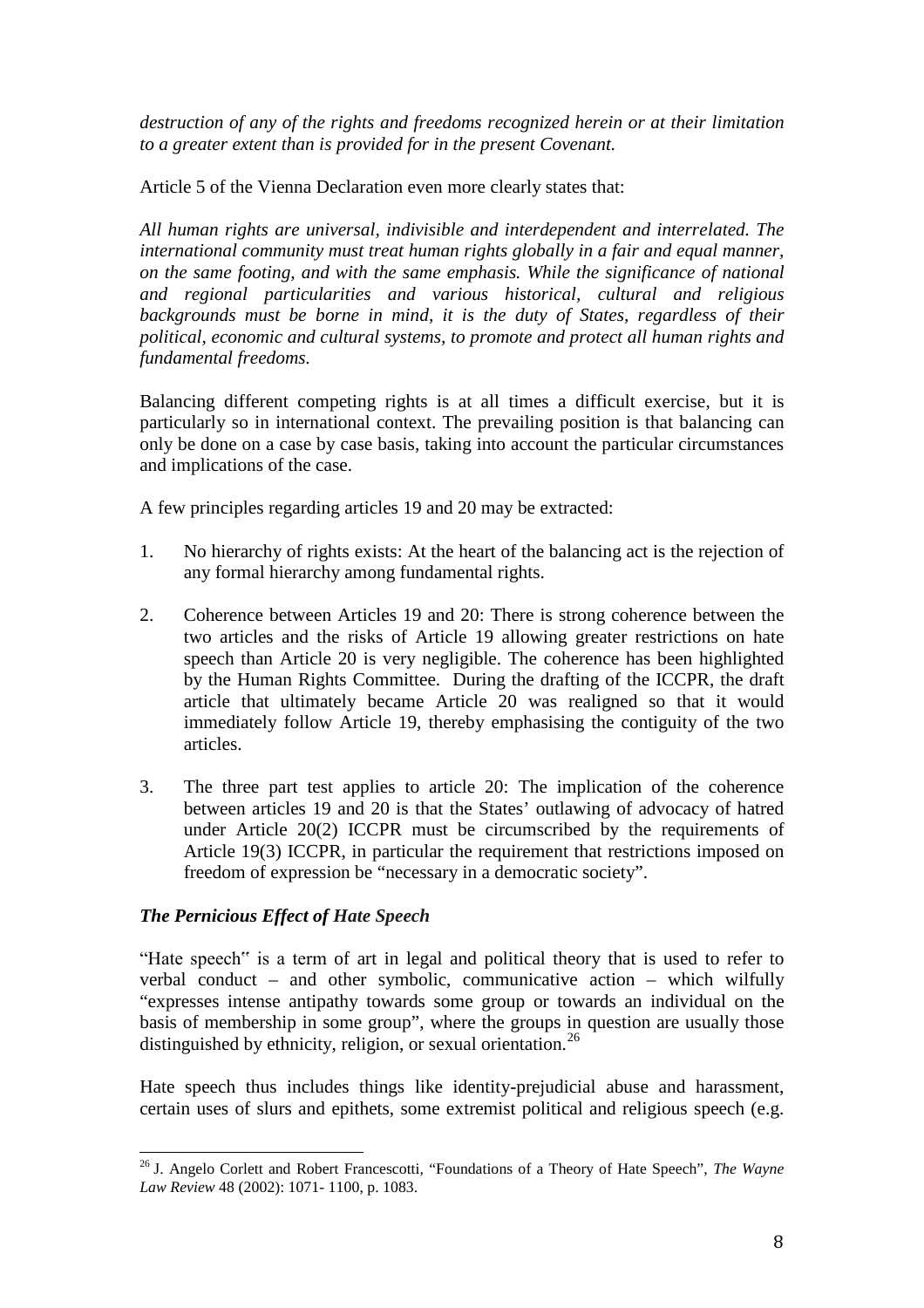*destruction of any of the rights and freedoms recognized herein or at their limitation to a greater extent than is provided for in the present Covenant.*

Article 5 of the Vienna Declaration even more clearly states that:

*All human rights are universal, indivisible and interdependent and interrelated. The international community must treat human rights globally in a fair and equal manner, on the same footing, and with the same emphasis. While the significance of national and regional particularities and various historical, cultural and religious backgrounds must be borne in mind, it is the duty of States, regardless of their political, economic and cultural systems, to promote and protect all human rights and fundamental freedoms.*

Balancing different competing rights is at all times a difficult exercise, but it is particularly so in international context. The prevailing position is that balancing can only be done on a case by case basis, taking into account the particular circumstances and implications of the case.

A few principles regarding articles 19 and 20 may be extracted:

1. No hierarchy of rights exists: At the heart of the balancing act is the rejection of any formal hierarchy among fundamental rights.

2. Coherence between Articles 19 and 20: There is strong coherence between the two articles and the risks of Article 19 allowing greater restrictions on hate speech than Article 20 is very negligible. The coherence has been highlighted by the Human Rights Committee. During the drafting of the ICCPR, the draft article that ultimately became Article 20 was realigned so that it would immediately follow Article 19, thereby emphasising the contiguity of the two articles.

3. The three part test applies to article 20: The implication of the coherence between articles 19 and 20 is that the States' outlawing of advocacy of hatred under Article 20(2) ICCPR must be circumscribed by the requirements of Article 19(3) ICCPR, in particular the requirement that restrictions imposed on freedom of expression be "necessary in a democratic society".

### *The Pernicious Effect of Hate Speech*

"Hate speech" is a term of art in legal and political theory that is used to refer to verbal conduct – and other symbolic, communicative action – which wilfully "expresses intense antipathy towards some group or towards an individual on the basis of membership in some group", where the groups in question are usually those distinguished by ethnicity, religion, or sexual orientation.[26]

Hate speech thus includes things like identity-prejudicial abuse and harassment, certain uses of slurs and epithets, some extremist political and religious speech (e.g.

[26] J. Angelo Corlett and Robert Francescotti, "Foundations of a Theory of Hate Speech", *The Wayne Law Review* 48 (2002): 1071- 1100, p. 1083.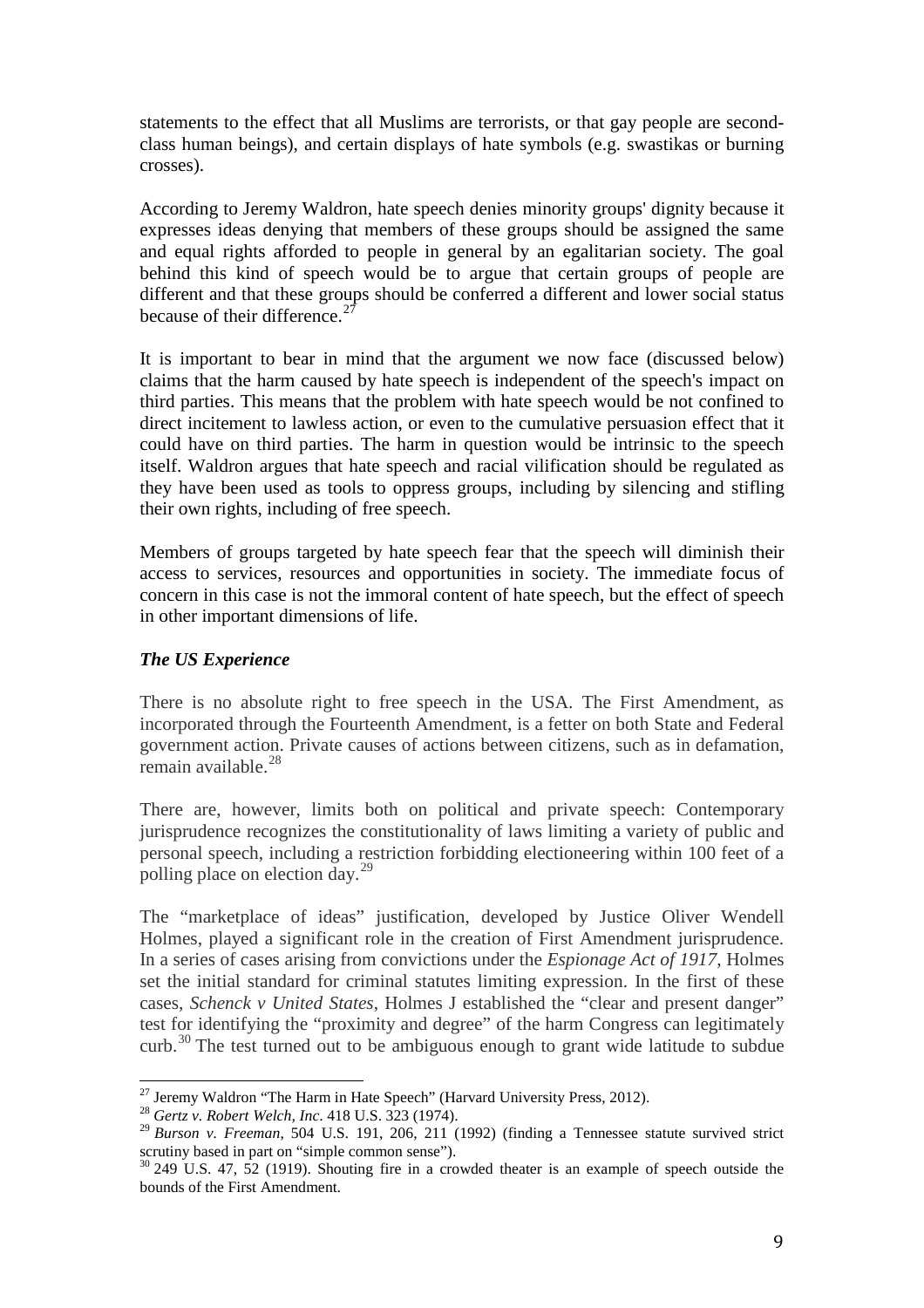statements to the effect that all Muslims are terrorists, or that gay people are second-class human beings), and certain displays of hate symbols (e.g. swastikas or burning crosses).

According to Jeremy Waldron, hate speech denies minority groups' dignity because it expresses ideas denying that members of these groups should be assigned the same and equal rights afforded to people in general by an egalitarian society. The goal behind this kind of speech would be to argue that certain groups of people are different and that these groups should be conferred a different and lower social status because of their difference.[27]

It is important to bear in mind that the argument we now face (discussed below) claims that the harm caused by hate speech is independent of the speech's impact on third parties. This means that the problem with hate speech would be not confined to direct incitement to lawless action, or even to the cumulative persuasion effect that it could have on third parties. The harm in question would be intrinsic to the speech itself. Waldron argues that hate speech and racial vilification should be regulated as they have been used as tools to oppress groups, including by silencing and stifling their own rights, including of free speech.

Members of groups targeted by hate speech fear that the speech will diminish their access to services, resources and opportunities in society. The immediate focus of concern in this case is not the immoral content of hate speech, but the effect of speech in other important dimensions of life.

### *The US Experience*

There is no absolute right to free speech in the USA. The First Amendment, as incorporated through the Fourteenth Amendment, is a fetter on both State and Federal government action. Private causes of actions between citizens, such as in defamation, remain available.[28]

There are, however, limits both on political and private speech: Contemporary jurisprudence recognizes the constitutionality of laws limiting a variety of public and personal speech, including a restriction forbidding electioneering within 100 feet of a polling place on election day.[29]

The "marketplace of ideas" justification, developed by Justice Oliver Wendell Holmes, played a significant role in the creation of First Amendment jurisprudence. In a series of cases arising from convictions under the *Espionage Act of 1917*, Holmes set the initial standard for criminal statutes limiting expression. In the first of these cases, *Schenck v United States*, Holmes J established the "clear and present danger" test for identifying the "proximity and degree" of the harm Congress can legitimately curb.[30] The test turned out to be ambiguous enough to grant wide latitude to subdue

---

[27] Jeremy Waldron "The Harm in Hate Speech" (Harvard University Press, 2012).

[28] *Gertz v. Robert Welch, Inc.* 418 U.S. 323 (1974).

[29] *Burson v. Freeman*, 504 U.S. 191, 206, 211 (1992) (finding a Tennessee statute survived strict scrutiny based in part on "simple common sense").

[30] 249 U.S. 47, 52 (1919). Shouting fire in a crowded theater is an example of speech outside the bounds of the First Amendment.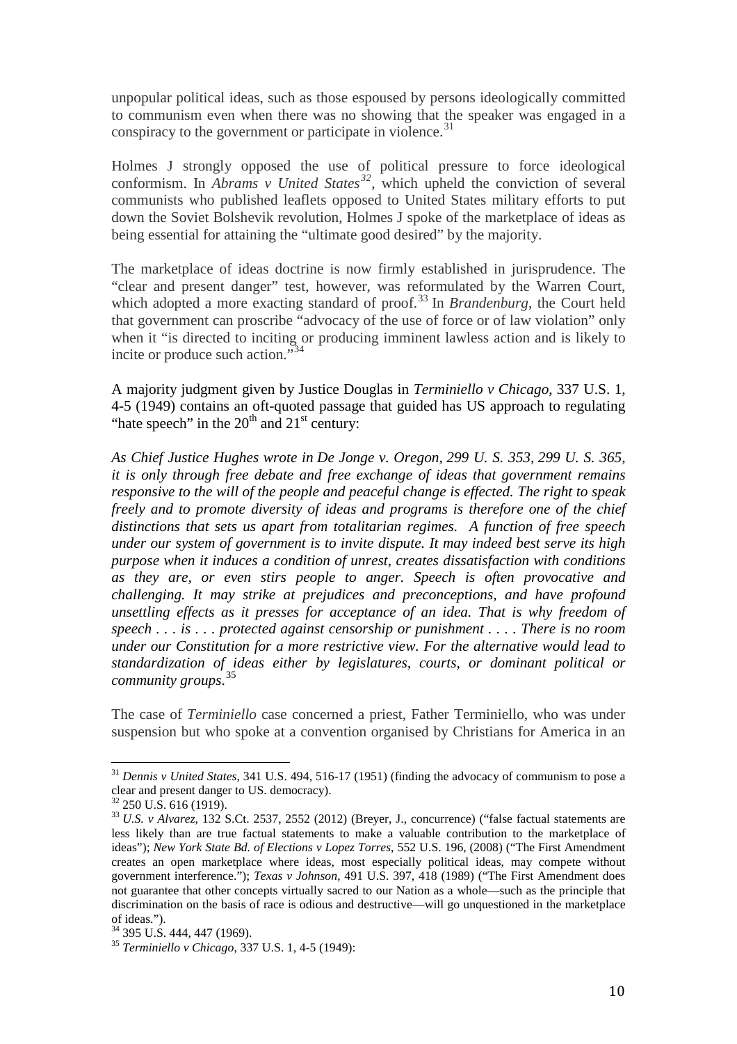unpopular political ideas, such as those espoused by persons ideologically committed to communism even when there was no showing that the speaker was engaged in a conspiracy to the government or participate in violence.[31]

Holmes J strongly opposed the use of political pressure to force ideological conformism. In *Abrams v United States*[32], which upheld the conviction of several communists who published leaflets opposed to United States military efforts to put down the Soviet Bolshevik revolution, Holmes J spoke of the marketplace of ideas as being essential for attaining the "ultimate good desired" by the majority.

The marketplace of ideas doctrine is now firmly established in jurisprudence. The "clear and present danger" test, however, was reformulated by the Warren Court, which adopted a more exacting standard of proof.[33] In *Brandenburg*, the Court held that government can proscribe "advocacy of the use of force or of law violation" only when it "is directed to inciting or producing imminent lawless action and is likely to incite or produce such action."[34]

A majority judgment given by Justice Douglas in *Terminiello v Chicago*, 337 U.S. 1, 4-5 (1949) contains an oft-quoted passage that guided has US approach to regulating "hate speech" in the 20th and 21st century:

*As Chief Justice Hughes wrote in De Jonge v. Oregon, 299 U. S. 353, 299 U. S. 365, it is only through free debate and free exchange of ideas that government remains responsive to the will of the people and peaceful change is effected. The right to speak freely and to promote diversity of ideas and programs is therefore one of the chief distinctions that sets us apart from totalitarian regimes. A function of free speech under our system of government is to invite dispute. It may indeed best serve its high purpose when it induces a condition of unrest, creates dissatisfaction with conditions as they are, or even stirs people to anger. Speech is often provocative and challenging. It may strike at prejudices and preconceptions, and have profound unsettling effects as it presses for acceptance of an idea. That is why freedom of speech . . . is . . . protected against censorship or punishment . . . . There is no room under our Constitution for a more restrictive view. For the alternative would lead to standardization of ideas either by legislatures, courts, or dominant political or community groups.*[35]

The case of *Terminiello* case concerned a priest, Father Terminiello, who was under suspension but who spoke at a convention organised by Christians for America in an

---

[31] *Dennis v United States*, 341 U.S. 494, 516-17 (1951) (finding the advocacy of communism to pose a clear and present danger to US. democracy).

[32] 250 U.S. 616 (1919).

[33] *U.S. v Alvarez*, 132 S.Ct. 2537, 2552 (2012) (Breyer, J., concurrence) ("false factual statements are less likely than are true factual statements to make a valuable contribution to the marketplace of ideas"); *New York State Bd. of Elections v Lopez Torres*, 552 U.S. 196, (2008) ("The First Amendment creates an open marketplace where ideas, most especially political ideas, may compete without government interference."); *Texas v Johnson*, 491 U.S. 397, 418 (1989) ("The First Amendment does not guarantee that other concepts virtually sacred to our Nation as a whole—such as the principle that discrimination on the basis of race is odious and destructive—will go unquestioned in the marketplace of ideas.").

[34] 395 U.S. 444, 447 (1969).

[35] *Terminiello v Chicago*, 337 U.S. 1, 4-5 (1949):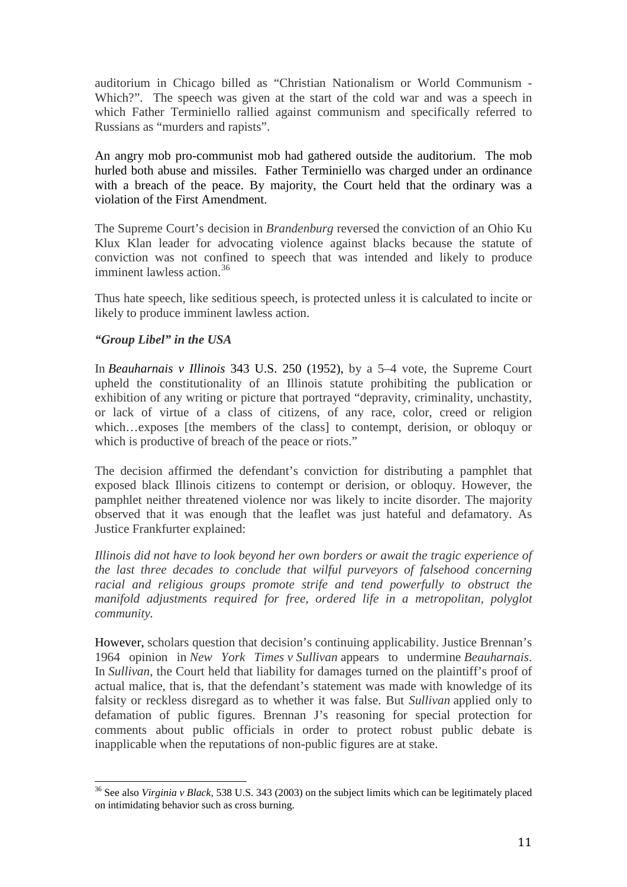auditorium in Chicago billed as "Christian Nationalism or World Communism - Which?". The speech was given at the start of the cold war and was a speech in which Father Terminiello rallied against communism and specifically referred to Russians as "murders and rapists".

An angry mob pro-communist mob had gathered outside the auditorium. The mob hurled both abuse and missiles. Father Terminiello was charged under an ordinance with a breach of the peace. By majority, the Court held that the ordinary was a violation of the First Amendment.

The Supreme Court's decision in *Brandenburg* reversed the conviction of an Ohio Ku Klux Klan leader for advocating violence against blacks because the statute of conviction was not confined to speech that was intended and likely to produce imminent lawless action.[36]

Thus hate speech, like seditious speech, is protected unless it is calculated to incite or likely to produce imminent lawless action.

***"Group Libel" in the USA***

In *Beauharnais v Illinois* 343 U.S. 250 (1952), by a 5–4 vote, the Supreme Court upheld the constitutionality of an Illinois statute prohibiting the publication or exhibition of any writing or picture that portrayed "depravity, criminality, unchastity, or lack of virtue of a class of citizens, of any race, color, creed or religion which…exposes [the members of the class] to contempt, derision, or obloquy or which is productive of breach of the peace or riots."

The decision affirmed the defendant's conviction for distributing a pamphlet that exposed black Illinois citizens to contempt or derision, or obloquy. However, the pamphlet neither threatened violence nor was likely to incite disorder. The majority observed that it was enough that the leaflet was just hateful and defamatory. As Justice Frankfurter explained:

*Illinois did not have to look beyond her own borders or await the tragic experience of the last three decades to conclude that wilful purveyors of falsehood concerning racial and religious groups promote strife and tend powerfully to obstruct the manifold adjustments required for free, ordered life in a metropolitan, polyglot community.*

However, scholars question that decision's continuing applicability. Justice Brennan's 1964 opinion in *New York Times v Sullivan* appears to undermine *Beauharnais*. In *Sullivan*, the Court held that liability for damages turned on the plaintiff's proof of actual malice, that is, that the defendant's statement was made with knowledge of its falsity or reckless disregard as to whether it was false. But *Sullivan* applied only to defamation of public figures. Brennan J's reasoning for special protection for comments about public officials in order to protect robust public debate is inapplicable when the reputations of non-public figures are at stake.

---

[36] See also *Virginia v Black*, 538 U.S. 343 (2003) on the subject limits which can be legitimately placed on intimidating behavior such as cross burning.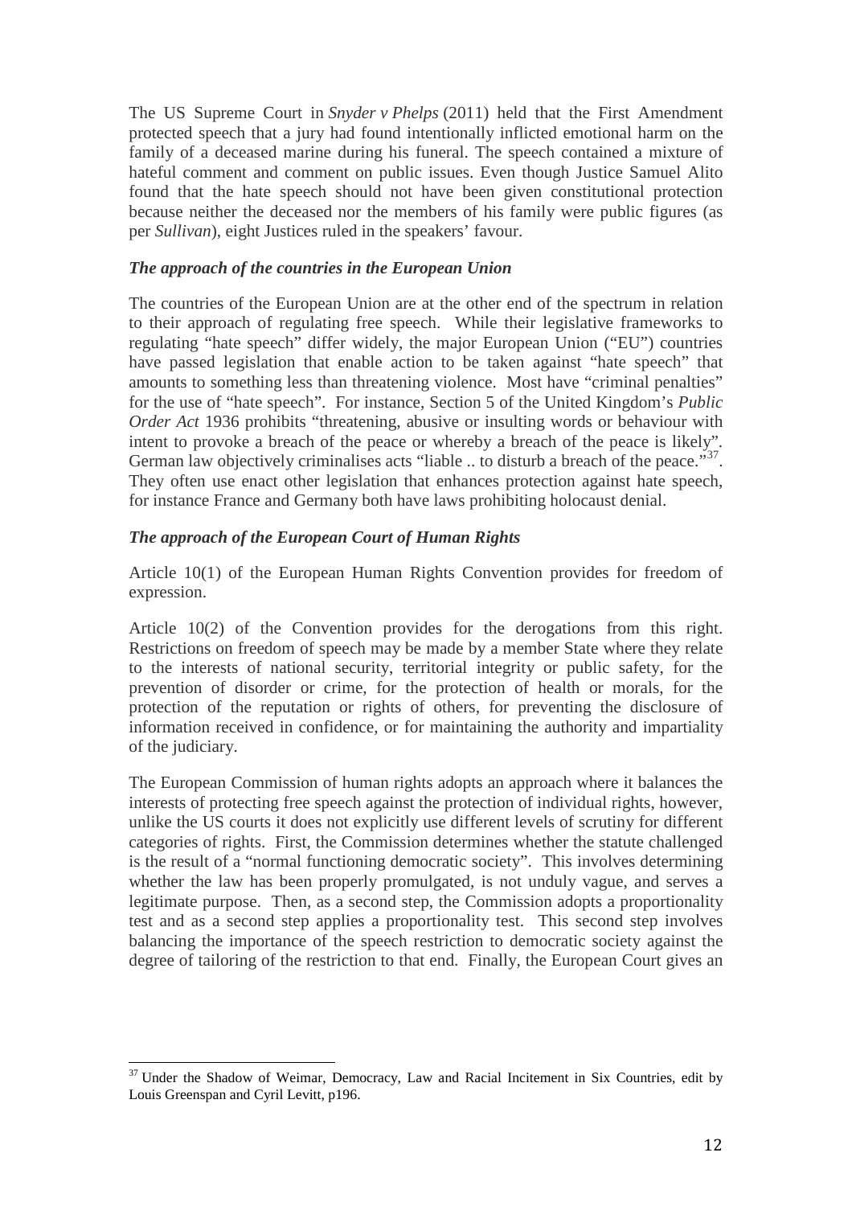The US Supreme Court in *Snyder v Phelps* (2011) held that the First Amendment protected speech that a jury had found intentionally inflicted emotional harm on the family of a deceased marine during his funeral. The speech contained a mixture of hateful comment and comment on public issues. Even though Justice Samuel Alito found that the hate speech should not have been given constitutional protection because neither the deceased nor the members of his family were public figures (as per *Sullivan*), eight Justices ruled in the speakers' favour.

***The approach of the countries in the European Union***

The countries of the European Union are at the other end of the spectrum in relation to their approach of regulating free speech. While their legislative frameworks to regulating "hate speech" differ widely, the major European Union ("EU") countries have passed legislation that enable action to be taken against "hate speech" that amounts to something less than threatening violence. Most have "criminal penalties" for the use of "hate speech". For instance, Section 5 of the United Kingdom's *Public Order Act* 1936 prohibits "threatening, abusive or insulting words or behaviour with intent to provoke a breach of the peace or whereby a breach of the peace is likely". German law objectively criminalises acts "liable .. to disturb a breach of the peace."[37]. They often use enact other legislation that enhances protection against hate speech, for instance France and Germany both have laws prohibiting holocaust denial.

***The approach of the European Court of Human Rights***

Article 10(1) of the European Human Rights Convention provides for freedom of expression.

Article 10(2) of the Convention provides for the derogations from this right. Restrictions on freedom of speech may be made by a member State where they relate to the interests of national security, territorial integrity or public safety, for the prevention of disorder or crime, for the protection of health or morals, for the protection of the reputation or rights of others, for preventing the disclosure of information received in confidence, or for maintaining the authority and impartiality of the judiciary.

The European Commission of human rights adopts an approach where it balances the interests of protecting free speech against the protection of individual rights, however, unlike the US courts it does not explicitly use different levels of scrutiny for different categories of rights. First, the Commission determines whether the statute challenged is the result of a "normal functioning democratic society". This involves determining whether the law has been properly promulgated, is not unduly vague, and serves a legitimate purpose. Then, as a second step, the Commission adopts a proportionality test and as a second step applies a proportionality test. This second step involves balancing the importance of the speech restriction to democratic society against the degree of tailoring of the restriction to that end. Finally, the European Court gives an

[37] Under the Shadow of Weimar, Democracy, Law and Racial Incitement in Six Countries, edit by Louis Greenspan and Cyril Levitt, p196.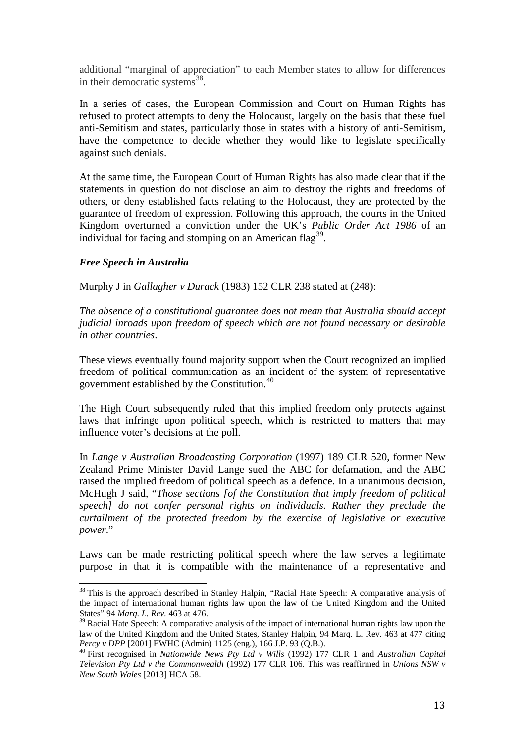additional "marginal of appreciation" to each Member states to allow for differences in their democratic systems[38].

In a series of cases, the European Commission and Court on Human Rights has refused to protect attempts to deny the Holocaust, largely on the basis that these fuel anti-Semitism and states, particularly those in states with a history of anti-Semitism, have the competence to decide whether they would like to legislate specifically against such denials.

At the same time, the European Court of Human Rights has also made clear that if the statements in question do not disclose an aim to destroy the rights and freedoms of others, or deny established facts relating to the Holocaust, they are protected by the guarantee of freedom of expression. Following this approach, the courts in the United Kingdom overturned a conviction under the UK's *Public Order Act 1986* of an individual for facing and stomping on an American flag[39].

### *Free Speech in Australia*

Murphy J in *Gallagher v Durack* (1983) 152 CLR 238 stated at (248):

*The absence of a constitutional guarantee does not mean that Australia should accept judicial inroads upon freedom of speech which are not found necessary or desirable in other countries*.

These views eventually found majority support when the Court recognized an implied freedom of political communication as an incident of the system of representative government established by the Constitution.[40]

The High Court subsequently ruled that this implied freedom only protects against laws that infringe upon political speech, which is restricted to matters that may influence voter's decisions at the poll.

In *Lange v Australian Broadcasting Corporation* (1997) 189 CLR 520, former New Zealand Prime Minister David Lange sued the ABC for defamation, and the ABC raised the implied freedom of political speech as a defence. In a unanimous decision, McHugh J said, "*Those sections [of the Constitution that imply freedom of political speech] do not confer personal rights on individuals. Rather they preclude the curtailment of the protected freedom by the exercise of legislative or executive power*."

Laws can be made restricting political speech where the law serves a legitimate purpose in that it is compatible with the maintenance of a representative and

---

[38] This is the approach described in Stanley Halpin, "Racial Hate Speech: A comparative analysis of the impact of international human rights law upon the law of the United Kingdom and the United States" 94 *Marq. L. Rev.* 463 at 476.

[39] Racial Hate Speech: A comparative analysis of the impact of international human rights law upon the law of the United Kingdom and the United States, Stanley Halpin, 94 Marq. L. Rev. 463 at 477 citing *Percy v DPP* [2001] EWHC (Admin) 1125 (eng.), 166 J.P. 93 (Q.B.).

[40] First recognised in *Nationwide News Pty Ltd v Wills* (1992) 177 CLR 1 and *Australian Capital Television Pty Ltd v the Commonwealth* (1992) 177 CLR 106. This was reaffirmed in *Unions NSW v New South Wales* [2013] HCA 58.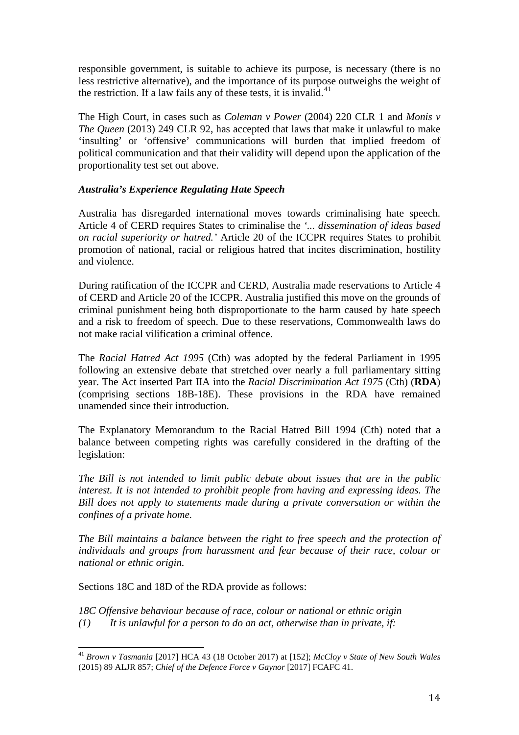responsible government, is suitable to achieve its purpose, is necessary (there is no less restrictive alternative), and the importance of its purpose outweighs the weight of the restriction. If a law fails any of these tests, it is invalid.[41]

The High Court, in cases such as *Coleman v Power* (2004) 220 CLR 1 and *Monis v The Queen* (2013) 249 CLR 92, has accepted that laws that make it unlawful to make 'insulting' or 'offensive' communications will burden that implied freedom of political communication and that their validity will depend upon the application of the proportionality test set out above.

### *Australia's Experience Regulating Hate Speech*

Australia has disregarded international moves towards criminalising hate speech. Article 4 of CERD requires States to criminalise the *'... dissemination of ideas based on racial superiority or hatred.'* Article 20 of the ICCPR requires States to prohibit promotion of national, racial or religious hatred that incites discrimination, hostility and violence.

During ratification of the ICCPR and CERD, Australia made reservations to Article 4 of CERD and Article 20 of the ICCPR. Australia justified this move on the grounds of criminal punishment being both disproportionate to the harm caused by hate speech and a risk to freedom of speech. Due to these reservations, Commonwealth laws do not make racial vilification a criminal offence.

The *Racial Hatred Act 1995* (Cth) was adopted by the federal Parliament in 1995 following an extensive debate that stretched over nearly a full parliamentary sitting year. The Act inserted Part IIA into the *Racial Discrimination Act 1975* (Cth) (**RDA**) (comprising sections 18B-18E). These provisions in the RDA have remained unamended since their introduction.

The Explanatory Memorandum to the Racial Hatred Bill 1994 (Cth) noted that a balance between competing rights was carefully considered in the drafting of the legislation:

*The Bill is not intended to limit public debate about issues that are in the public interest. It is not intended to prohibit people from having and expressing ideas. The Bill does not apply to statements made during a private conversation or within the confines of a private home.*

*The Bill maintains a balance between the right to free speech and the protection of individuals and groups from harassment and fear because of their race, colour or national or ethnic origin.*

Sections 18C and 18D of the RDA provide as follows:

*18C Offensive behaviour because of race, colour or national or ethnic origin*

*(1) It is unlawful for a person to do an act, otherwise than in private, if:*

---

[41] *Brown v Tasmania* [2017] HCA 43 (18 October 2017) at [152]; *McCloy v State of New South Wales* (2015) 89 ALJR 857; *Chief of the Defence Force v Gaynor* [2017] FCAFC 41.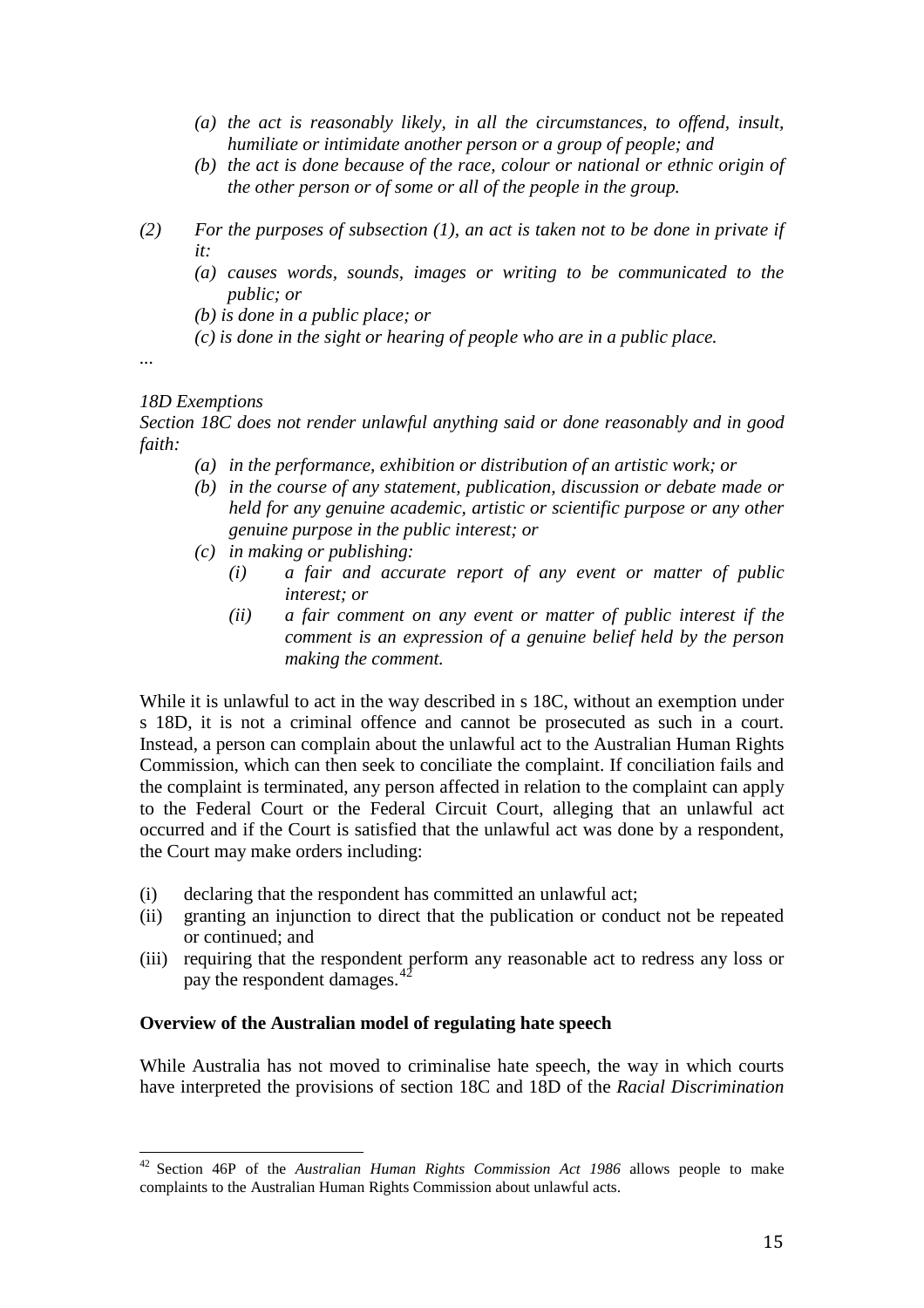- *(a) the act is reasonably likely, in all the circumstances, to offend, insult, humiliate or intimidate another person or a group of people; and*
- *(b) the act is done because of the race, colour or national or ethnic origin of the other person or of some or all of the people in the group.*

*(2) For the purposes of subsection (1), an act is taken not to be done in private if it:*

- *(a) causes words, sounds, images or writing to be communicated to the public; or*
- *(b) is done in a public place; or*
- *(c) is done in the sight or hearing of people who are in a public place.*

...

*18D Exemptions*

*Section 18C does not render unlawful anything said or done reasonably and in good faith:*

- *(a) in the performance, exhibition or distribution of an artistic work; or*
- *(b) in the course of any statement, publication, discussion or debate made or held for any genuine academic, artistic or scientific purpose or any other genuine purpose in the public interest; or*
- *(c) in making or publishing:*
  - *(i) a fair and accurate report of any event or matter of public interest; or*
  - *(ii) a fair comment on any event or matter of public interest if the comment is an expression of a genuine belief held by the person making the comment.*

While it is unlawful to act in the way described in s 18C, without an exemption under s 18D, it is not a criminal offence and cannot be prosecuted as such in a court. Instead, a person can complain about the unlawful act to the Australian Human Rights Commission, which can then seek to conciliate the complaint. If conciliation fails and the complaint is terminated, any person affected in relation to the complaint can apply to the Federal Court or the Federal Circuit Court, alleging that an unlawful act occurred and if the Court is satisfied that the unlawful act was done by a respondent, the Court may make orders including:

- (i) declaring that the respondent has committed an unlawful act;
- (ii) granting an injunction to direct that the publication or conduct not be repeated or continued; and
- (iii) requiring that the respondent perform any reasonable act to redress any loss or pay the respondent damages.[42]

**Overview of the Australian model of regulating hate speech**

While Australia has not moved to criminalise hate speech, the way in which courts have interpreted the provisions of section 18C and 18D of the *Racial Discrimination*

[42] Section 46P of the *Australian Human Rights Commission Act 1986* allows people to make complaints to the Australian Human Rights Commission about unlawful acts.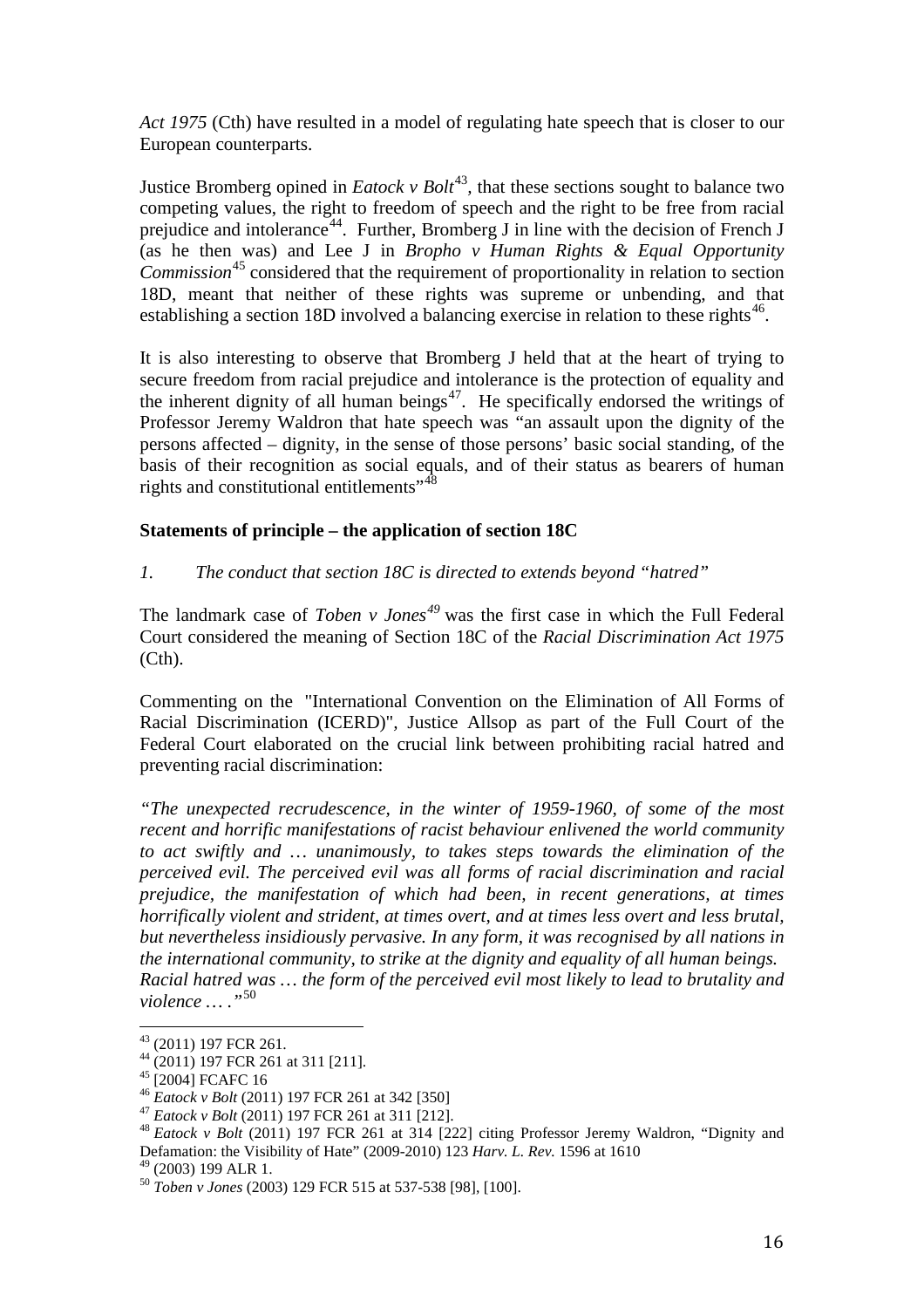*Act 1975* (Cth) have resulted in a model of regulating hate speech that is closer to our European counterparts.

Justice Bromberg opined in *Eatock v Bolt*[43], that these sections sought to balance two competing values, the right to freedom of speech and the right to be free from racial prejudice and intolerance[44]. Further, Bromberg J in line with the decision of French J (as he then was) and Lee J in *Bropho v Human Rights & Equal Opportunity Commission*[45] considered that the requirement of proportionality in relation to section 18D, meant that neither of these rights was supreme or unbending, and that establishing a section 18D involved a balancing exercise in relation to these rights[46].

It is also interesting to observe that Bromberg J held that at the heart of trying to secure freedom from racial prejudice and intolerance is the protection of equality and the inherent dignity of all human beings[47]. He specifically endorsed the writings of Professor Jeremy Waldron that hate speech was "an assault upon the dignity of the persons affected – dignity, in the sense of those persons' basic social standing, of the basis of their recognition as social equals, and of their status as bearers of human rights and constitutional entitlements"[48]

**Statements of principle – the application of section 18C**

*1. The conduct that section 18C is directed to extends beyond "hatred"*

The landmark case of *Toben v Jones*[49] was the first case in which the Full Federal Court considered the meaning of Section 18C of the *Racial Discrimination Act 1975* (Cth).

Commenting on the "International Convention on the Elimination of All Forms of Racial Discrimination (ICERD)", Justice Allsop as part of the Full Court of the Federal Court elaborated on the crucial link between prohibiting racial hatred and preventing racial discrimination:

*"The unexpected recrudescence, in the winter of 1959-1960, of some of the most recent and horrific manifestations of racist behaviour enlivened the world community to act swiftly and … unanimously, to takes steps towards the elimination of the perceived evil. The perceived evil was all forms of racial discrimination and racial prejudice, the manifestation of which had been, in recent generations, at times horrifically violent and strident, at times overt, and at times less overt and less brutal, but nevertheless insidiously pervasive. In any form, it was recognised by all nations in the international community, to strike at the dignity and equality of all human beings. Racial hatred was … the form of the perceived evil most likely to lead to brutality and violence … ."*[50]

---

[43] (2011) 197 FCR 261.

[44] (2011) 197 FCR 261 at 311 [211].

[45] [2004] FCAFC 16

[46] *Eatock v Bolt* (2011) 197 FCR 261 at 342 [350]

[47] *Eatock v Bolt* (2011) 197 FCR 261 at 311 [212].

[48] *Eatock v Bolt* (2011) 197 FCR 261 at 314 [222] citing Professor Jeremy Waldron, "Dignity and Defamation: the Visibility of Hate" (2009-2010) 123 *Harv. L. Rev.* 1596 at 1610

[49] (2003) 199 ALR 1.

[50] *Toben v Jones* (2003) 129 FCR 515 at 537-538 [98], [100].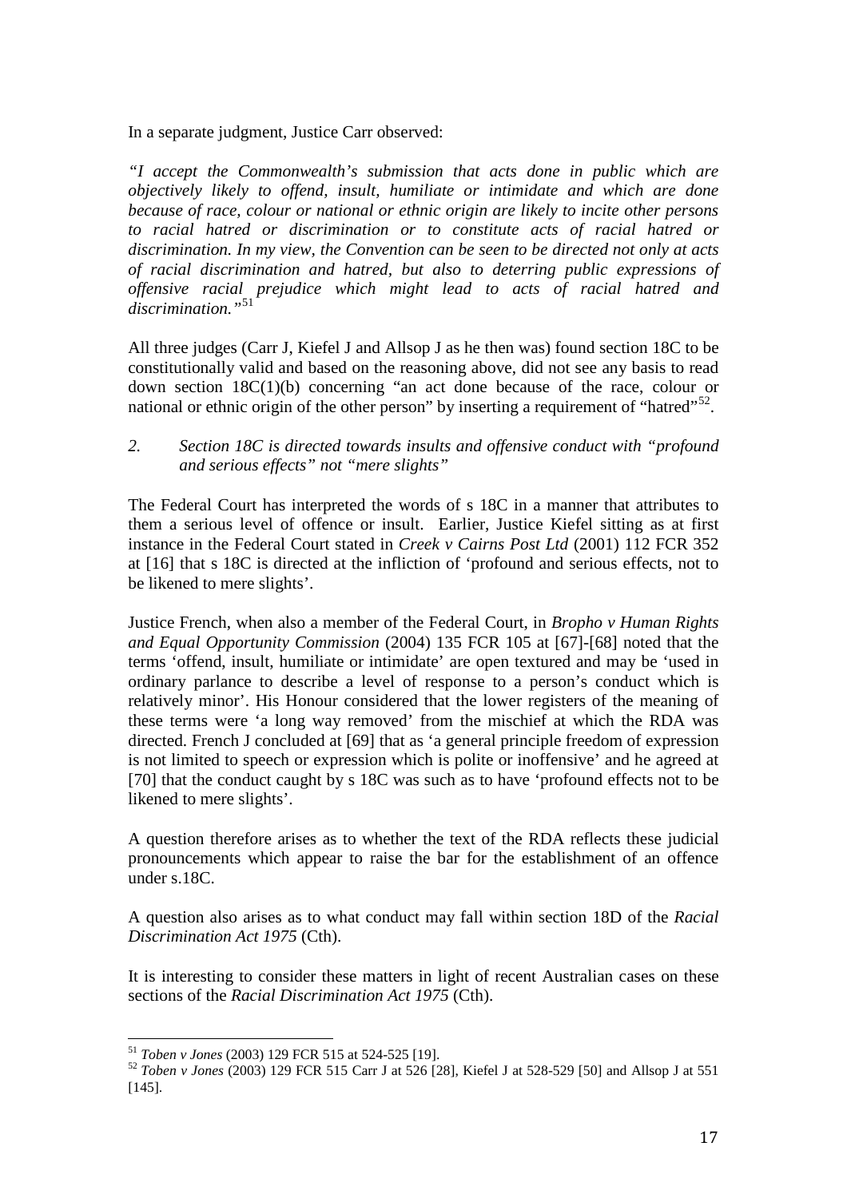In a separate judgment, Justice Carr observed:

*"I accept the Commonwealth's submission that acts done in public which are objectively likely to offend, insult, humiliate or intimidate and which are done because of race, colour or national or ethnic origin are likely to incite other persons to racial hatred or discrimination or to constitute acts of racial hatred or discrimination. In my view, the Convention can be seen to be directed not only at acts of racial discrimination and hatred, but also to deterring public expressions of offensive racial prejudice which might lead to acts of racial hatred and discrimination."*[51]

All three judges (Carr J, Kiefel J and Allsop J as he then was) found section 18C to be constitutionally valid and based on the reasoning above, did not see any basis to read down section 18C(1)(b) concerning "an act done because of the race, colour or national or ethnic origin of the other person" by inserting a requirement of "hatred"[52].

*2. Section 18C is directed towards insults and offensive conduct with "profound and serious effects" not "mere slights"*

The Federal Court has interpreted the words of s 18C in a manner that attributes to them a serious level of offence or insult. Earlier, Justice Kiefel sitting as at first instance in the Federal Court stated in *Creek v Cairns Post Ltd* (2001) 112 FCR 352 at [16] that s 18C is directed at the infliction of 'profound and serious effects, not to be likened to mere slights'.

Justice French, when also a member of the Federal Court, in *Bropho v Human Rights and Equal Opportunity Commission* (2004) 135 FCR 105 at [67]-[68] noted that the terms 'offend, insult, humiliate or intimidate' are open textured and may be 'used in ordinary parlance to describe a level of response to a person's conduct which is relatively minor'. His Honour considered that the lower registers of the meaning of these terms were 'a long way removed' from the mischief at which the RDA was directed. French J concluded at [69] that as 'a general principle freedom of expression is not limited to speech or expression which is polite or inoffensive' and he agreed at [70] that the conduct caught by s 18C was such as to have 'profound effects not to be likened to mere slights'.

A question therefore arises as to whether the text of the RDA reflects these judicial pronouncements which appear to raise the bar for the establishment of an offence under s.18C.

A question also arises as to what conduct may fall within section 18D of the *Racial Discrimination Act 1975* (Cth).

It is interesting to consider these matters in light of recent Australian cases on these sections of the *Racial Discrimination Act 1975* (Cth).

---

[51] *Toben v Jones* (2003) 129 FCR 515 at 524-525 [19].

[52] *Toben v Jones* (2003) 129 FCR 515 Carr J at 526 [28], Kiefel J at 528-529 [50] and Allsop J at 551 [145].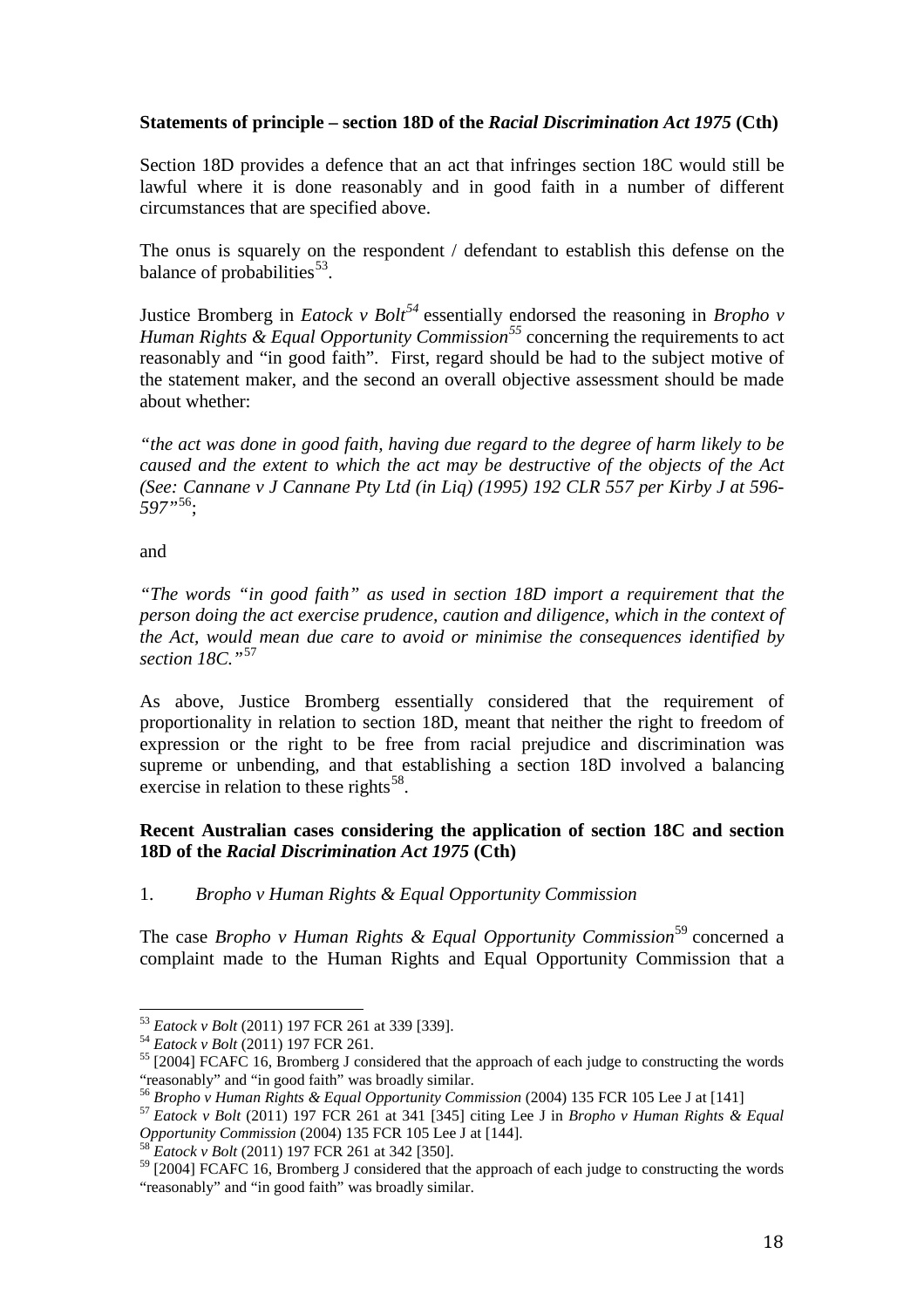**Statements of principle – section 18D of the *Racial Discrimination Act 1975* (Cth)**

Section 18D provides a defence that an act that infringes section 18C would still be lawful where it is done reasonably and in good faith in a number of different circumstances that are specified above.

The onus is squarely on the respondent / defendant to establish this defense on the balance of probabilities[53].

Justice Bromberg in *Eatock v Bolt*[54] essentially endorsed the reasoning in *Bropho v Human Rights & Equal Opportunity Commission*[55] concerning the requirements to act reasonably and "in good faith". First, regard should be had to the subject motive of the statement maker, and the second an overall objective assessment should be made about whether:

*"the act was done in good faith, having due regard to the degree of harm likely to be caused and the extent to which the act may be destructive of the objects of the Act (See: Cannane v J Cannane Pty Ltd (in Liq) (1995) 192 CLR 557 per Kirby J at 596-597"*[56];

and

*"The words "in good faith" as used in section 18D import a requirement that the person doing the act exercise prudence, caution and diligence, which in the context of the Act, would mean due care to avoid or minimise the consequences identified by section 18C."*[57]

As above, Justice Bromberg essentially considered that the requirement of proportionality in relation to section 18D, meant that neither the right to freedom of expression or the right to be free from racial prejudice and discrimination was supreme or unbending, and that establishing a section 18D involved a balancing exercise in relation to these rights[58].

**Recent Australian cases considering the application of section 18C and section 18D of the *Racial Discrimination Act 1975* (Cth)**

1. *Bropho v Human Rights & Equal Opportunity Commission*

The case *Bropho v Human Rights & Equal Opportunity Commission*[59] concerned a complaint made to the Human Rights and Equal Opportunity Commission that a

---

[53] *Eatock v Bolt* (2011) 197 FCR 261 at 339 [339].

[54] *Eatock v Bolt* (2011) 197 FCR 261.

[55] [2004] FCAFC 16, Bromberg J considered that the approach of each judge to constructing the words "reasonably" and "in good faith" was broadly similar.

[56] *Bropho v Human Rights & Equal Opportunity Commission* (2004) 135 FCR 105 Lee J at [141]

[57] *Eatock v Bolt* (2011) 197 FCR 261 at 341 [345] citing Lee J in *Bropho v Human Rights & Equal Opportunity Commission* (2004) 135 FCR 105 Lee J at [144].

[58] *Eatock v Bolt* (2011) 197 FCR 261 at 342 [350].

[59] [2004] FCAFC 16, Bromberg J considered that the approach of each judge to constructing the words "reasonably" and "in good faith" was broadly similar.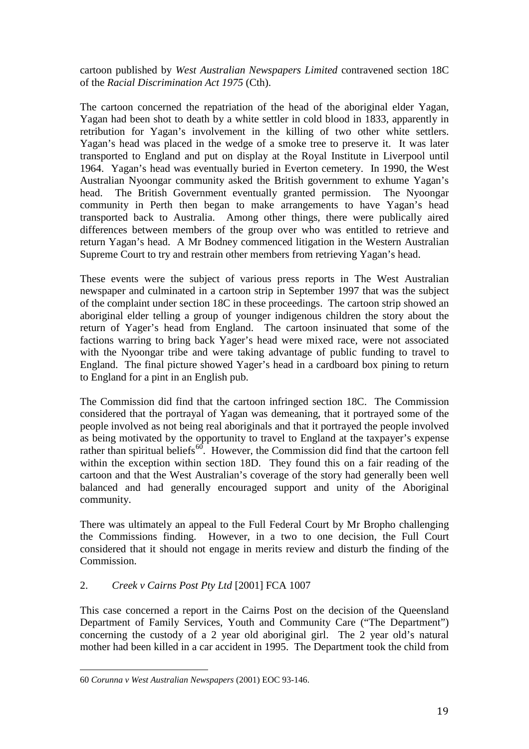cartoon published by *West Australian Newspapers Limited* contravened section 18C of the *Racial Discrimination Act 1975* (Cth).

The cartoon concerned the repatriation of the head of the aboriginal elder Yagan, Yagan had been shot to death by a white settler in cold blood in 1833, apparently in retribution for Yagan's involvement in the killing of two other white settlers. Yagan's head was placed in the wedge of a smoke tree to preserve it. It was later transported to England and put on display at the Royal Institute in Liverpool until 1964. Yagan's head was eventually buried in Everton cemetery. In 1990, the West Australian Nyoongar community asked the British government to exhume Yagan's head. The British Government eventually granted permission. The Nyoongar community in Perth then began to make arrangements to have Yagan's head transported back to Australia. Among other things, there were publically aired differences between members of the group over who was entitled to retrieve and return Yagan's head. A Mr Bodney commenced litigation in the Western Australian Supreme Court to try and restrain other members from retrieving Yagan's head.

These events were the subject of various press reports in The West Australian newspaper and culminated in a cartoon strip in September 1997 that was the subject of the complaint under section 18C in these proceedings. The cartoon strip showed an aboriginal elder telling a group of younger indigenous children the story about the return of Yager's head from England. The cartoon insinuated that some of the factions warring to bring back Yager's head were mixed race, were not associated with the Nyoongar tribe and were taking advantage of public funding to travel to England. The final picture showed Yager's head in a cardboard box pining to return to England for a pint in an English pub.

The Commission did find that the cartoon infringed section 18C. The Commission considered that the portrayal of Yagan was demeaning, that it portrayed some of the people involved as not being real aboriginals and that it portrayed the people involved as being motivated by the opportunity to travel to England at the taxpayer's expense rather than spiritual beliefs[60]. However, the Commission did find that the cartoon fell within the exception within section 18D. They found this on a fair reading of the cartoon and that the West Australian's coverage of the story had generally been well balanced and had generally encouraged support and unity of the Aboriginal community.

There was ultimately an appeal to the Full Federal Court by Mr Bropho challenging the Commissions finding. However, in a two to one decision, the Full Court considered that it should not engage in merits review and disturb the finding of the Commission.

2. *Creek v Cairns Post Pty Ltd* [2001] FCA 1007

This case concerned a report in the Cairns Post on the decision of the Queensland Department of Family Services, Youth and Community Care ("The Department") concerning the custody of a 2 year old aboriginal girl. The 2 year old's natural mother had been killed in a car accident in 1995. The Department took the child from

---

60 *Corunna v West Australian Newspapers* (2001) EOC 93-146.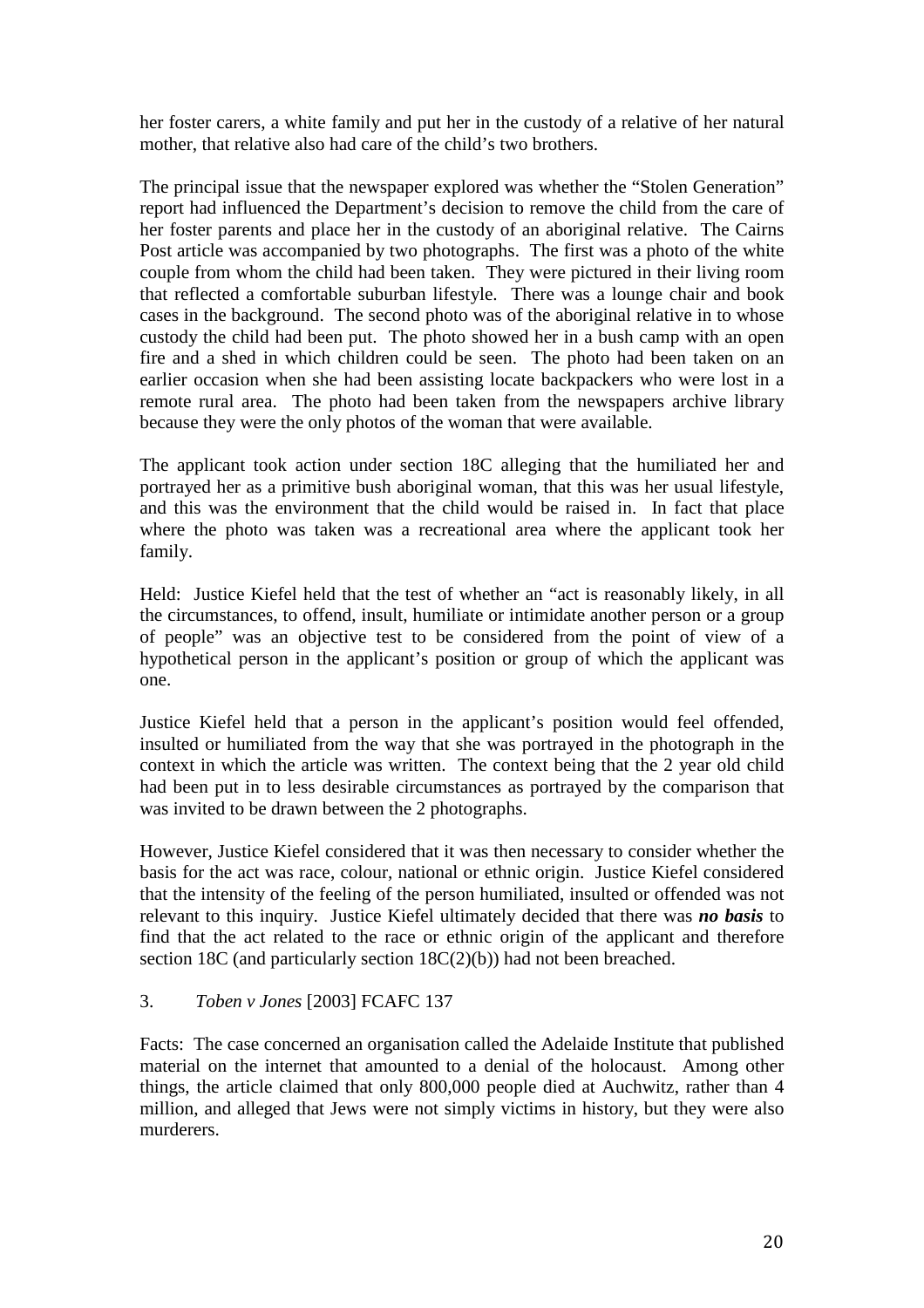her foster carers, a white family and put her in the custody of a relative of her natural mother, that relative also had care of the child's two brothers.

The principal issue that the newspaper explored was whether the "Stolen Generation" report had influenced the Department's decision to remove the child from the care of her foster parents and place her in the custody of an aboriginal relative. The Cairns Post article was accompanied by two photographs. The first was a photo of the white couple from whom the child had been taken. They were pictured in their living room that reflected a comfortable suburban lifestyle. There was a lounge chair and book cases in the background. The second photo was of the aboriginal relative in to whose custody the child had been put. The photo showed her in a bush camp with an open fire and a shed in which children could be seen. The photo had been taken on an earlier occasion when she had been assisting locate backpackers who were lost in a remote rural area. The photo had been taken from the newspapers archive library because they were the only photos of the woman that were available.

The applicant took action under section 18C alleging that the humiliated her and portrayed her as a primitive bush aboriginal woman, that this was her usual lifestyle, and this was the environment that the child would be raised in. In fact that place where the photo was taken was a recreational area where the applicant took her family.

Held: Justice Kiefel held that the test of whether an "act is reasonably likely, in all the circumstances, to offend, insult, humiliate or intimidate another person or a group of people" was an objective test to be considered from the point of view of a hypothetical person in the applicant's position or group of which the applicant was one.

Justice Kiefel held that a person in the applicant's position would feel offended, insulted or humiliated from the way that she was portrayed in the photograph in the context in which the article was written. The context being that the 2 year old child had been put in to less desirable circumstances as portrayed by the comparison that was invited to be drawn between the 2 photographs.

However, Justice Kiefel considered that it was then necessary to consider whether the basis for the act was race, colour, national or ethnic origin. Justice Kiefel considered that the intensity of the feeling of the person humiliated, insulted or offended was not relevant to this inquiry. Justice Kiefel ultimately decided that there was ***no basis*** to find that the act related to the race or ethnic origin of the applicant and therefore section 18C (and particularly section 18C(2)(b)) had not been breached.

3. *Toben v Jones* [2003] FCAFC 137

Facts: The case concerned an organisation called the Adelaide Institute that published material on the internet that amounted to a denial of the holocaust. Among other things, the article claimed that only 800,000 people died at Auchwitz, rather than 4 million, and alleged that Jews were not simply victims in history, but they were also murderers.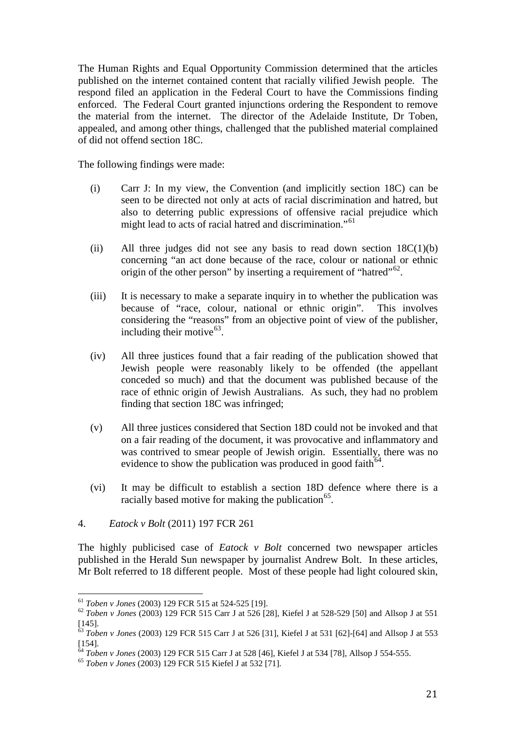The Human Rights and Equal Opportunity Commission determined that the articles published on the internet contained content that racially vilified Jewish people. The respond filed an application in the Federal Court to have the Commissions finding enforced. The Federal Court granted injunctions ordering the Respondent to remove the material from the internet. The director of the Adelaide Institute, Dr Toben, appealed, and among other things, challenged that the published material complained of did not offend section 18C.

The following findings were made:

(i) Carr J: In my view, the Convention (and implicitly section 18C) can be seen to be directed not only at acts of racial discrimination and hatred, but also to deterring public expressions of offensive racial prejudice which might lead to acts of racial hatred and discrimination."[61]

(ii) All three judges did not see any basis to read down section 18C(1)(b) concerning "an act done because of the race, colour or national or ethnic origin of the other person" by inserting a requirement of "hatred"[62].

(iii) It is necessary to make a separate inquiry in to whether the publication was because of "race, colour, national or ethnic origin". This involves considering the "reasons" from an objective point of view of the publisher, including their motive[63].

(iv) All three justices found that a fair reading of the publication showed that Jewish people were reasonably likely to be offended (the appellant conceded so much) and that the document was published because of the race of ethnic origin of Jewish Australians. As such, they had no problem finding that section 18C was infringed;

(v) All three justices considered that Section 18D could not be invoked and that on a fair reading of the document, it was provocative and inflammatory and was contrived to smear people of Jewish origin. Essentially, there was no evidence to show the publication was produced in good faith[64].

(vi) It may be difficult to establish a section 18D defence where there is a racially based motive for making the publication[65].

4. *Eatock v Bolt* (2011) 197 FCR 261

The highly publicised case of *Eatock v Bolt* concerned two newspaper articles published in the Herald Sun newspaper by journalist Andrew Bolt. In these articles, Mr Bolt referred to 18 different people. Most of these people had light coloured skin,

---

[61] *Toben v Jones* (2003) 129 FCR 515 at 524-525 [19].

[62] *Toben v Jones* (2003) 129 FCR 515 Carr J at 526 [28], Kiefel J at 528-529 [50] and Allsop J at 551 [145].

[63] *Toben v Jones* (2003) 129 FCR 515 Carr J at 526 [31], Kiefel J at 531 [62]-[64] and Allsop J at 553 [154].

[64] *Toben v Jones* (2003) 129 FCR 515 Carr J at 528 [46], Kiefel J at 534 [78], Allsop J 554-555.

[65] *Toben v Jones* (2003) 129 FCR 515 Kiefel J at 532 [71].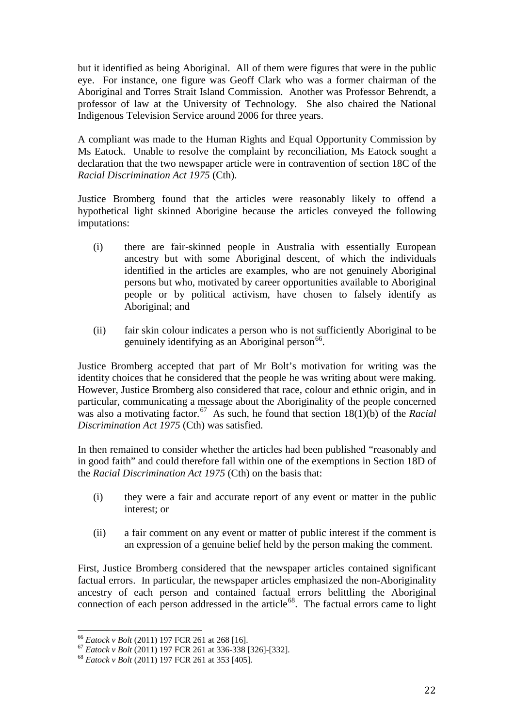but it identified as being Aboriginal. All of them were figures that were in the public eye. For instance, one figure was Geoff Clark who was a former chairman of the Aboriginal and Torres Strait Island Commission. Another was Professor Behrendt, a professor of law at the University of Technology. She also chaired the National Indigenous Television Service around 2006 for three years.

A compliant was made to the Human Rights and Equal Opportunity Commission by Ms Eatock. Unable to resolve the complaint by reconciliation, Ms Eatock sought a declaration that the two newspaper article were in contravention of section 18C of the *Racial Discrimination Act 1975* (Cth).

Justice Bromberg found that the articles were reasonably likely to offend a hypothetical light skinned Aborigine because the articles conveyed the following imputations:

(i) there are fair-skinned people in Australia with essentially European ancestry but with some Aboriginal descent, of which the individuals identified in the articles are examples, who are not genuinely Aboriginal persons but who, motivated by career opportunities available to Aboriginal people or by political activism, have chosen to falsely identify as Aboriginal; and

(ii) fair skin colour indicates a person who is not sufficiently Aboriginal to be genuinely identifying as an Aboriginal person[66].

Justice Bromberg accepted that part of Mr Bolt's motivation for writing was the identity choices that he considered that the people he was writing about were making. However, Justice Bromberg also considered that race, colour and ethnic origin, and in particular, communicating a message about the Aboriginality of the people concerned was also a motivating factor.[67] As such, he found that section 18(1)(b) of the *Racial Discrimination Act 1975* (Cth) was satisfied.

In then remained to consider whether the articles had been published "reasonably and in good faith" and could therefore fall within one of the exemptions in Section 18D of the *Racial Discrimination Act 1975* (Cth) on the basis that:

(i) they were a fair and accurate report of any event or matter in the public interest; or

(ii) a fair comment on any event or matter of public interest if the comment is an expression of a genuine belief held by the person making the comment.

First, Justice Bromberg considered that the newspaper articles contained significant factual errors. In particular, the newspaper articles emphasized the non-Aboriginality ancestry of each person and contained factual errors belittling the Aboriginal connection of each person addressed in the article[68]. The factual errors came to light

---

[66] *Eatock v Bolt* (2011) 197 FCR 261 at 268 [16].

[67] *Eatock v Bolt* (2011) 197 FCR 261 at 336-338 [326]-[332].

[68] *Eatock v Bolt* (2011) 197 FCR 261 at 353 [405].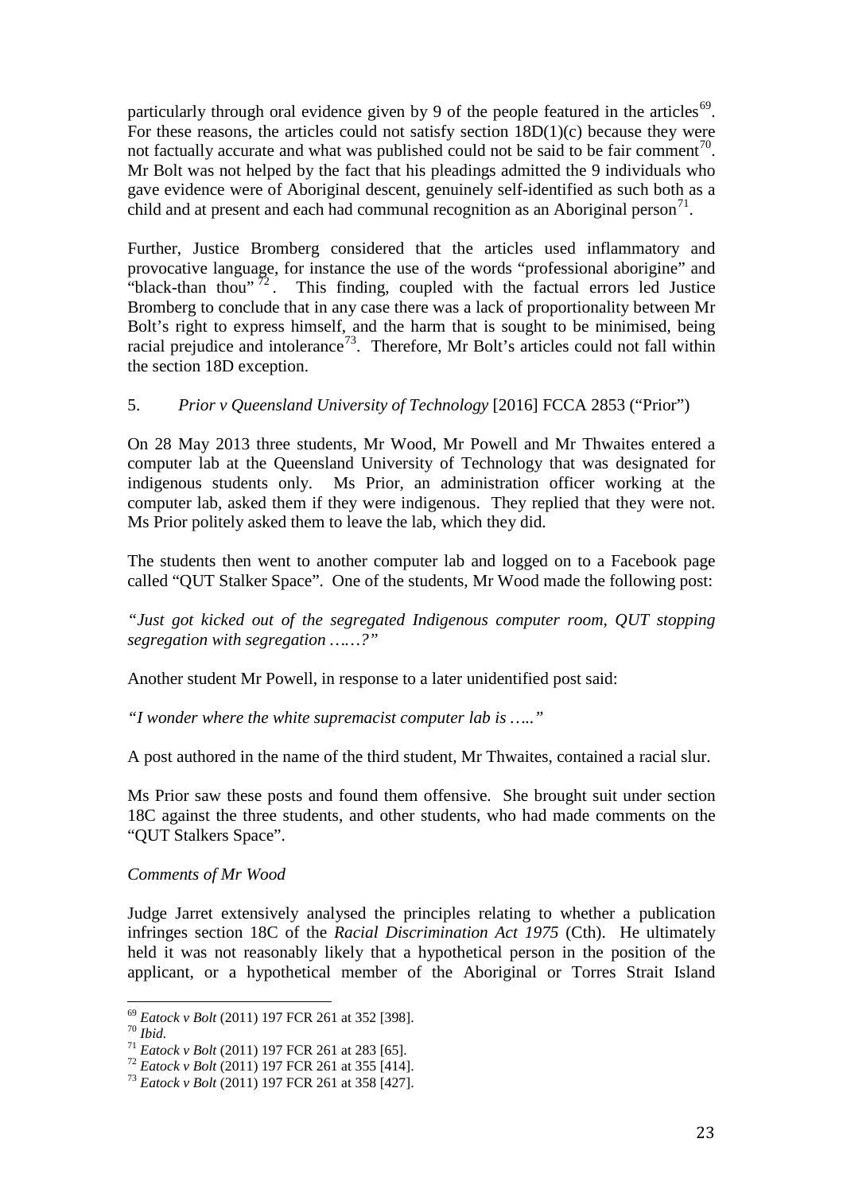particularly through oral evidence given by 9 of the people featured in the articles[69]. For these reasons, the articles could not satisfy section 18D(1)(c) because they were not factually accurate and what was published could not be said to be fair comment[70]. Mr Bolt was not helped by the fact that his pleadings admitted the 9 individuals who gave evidence were of Aboriginal descent, genuinely self-identified as such both as a child and at present and each had communal recognition as an Aboriginal person[71].

Further, Justice Bromberg considered that the articles used inflammatory and provocative language, for instance the use of the words "professional aborigine" and "black-than thou"[72]. This finding, coupled with the factual errors led Justice Bromberg to conclude that in any case there was a lack of proportionality between Mr Bolt's right to express himself, and the harm that is sought to be minimised, being racial prejudice and intolerance[73]. Therefore, Mr Bolt's articles could not fall within the section 18D exception.

5. *Prior v Queensland University of Technology* [2016] FCCA 2853 ("Prior")

On 28 May 2013 three students, Mr Wood, Mr Powell and Mr Thwaites entered a computer lab at the Queensland University of Technology that was designated for indigenous students only. Ms Prior, an administration officer working at the computer lab, asked them if they were indigenous. They replied that they were not. Ms Prior politely asked them to leave the lab, which they did.

The students then went to another computer lab and logged on to a Facebook page called "QUT Stalker Space". One of the students, Mr Wood made the following post:

*"Just got kicked out of the segregated Indigenous computer room, QUT stopping segregation with segregation ……?"*

Another student Mr Powell, in response to a later unidentified post said:

*"I wonder where the white supremacist computer lab is ….."*

A post authored in the name of the third student, Mr Thwaites, contained a racial slur.

Ms Prior saw these posts and found them offensive. She brought suit under section 18C against the three students, and other students, who had made comments on the "QUT Stalkers Space".

*Comments of Mr Wood*

Judge Jarret extensively analysed the principles relating to whether a publication infringes section 18C of the *Racial Discrimination Act 1975* (Cth). He ultimately held it was not reasonably likely that a hypothetical person in the position of the applicant, or a hypothetical member of the Aboriginal or Torres Strait Island

---

[69] *Eatock v Bolt* (2011) 197 FCR 261 at 352 [398].
[70] *Ibid.*
[71] *Eatock v Bolt* (2011) 197 FCR 261 at 283 [65].
[72] *Eatock v Bolt* (2011) 197 FCR 261 at 355 [414].
[73] *Eatock v Bolt* (2011) 197 FCR 261 at 358 [427].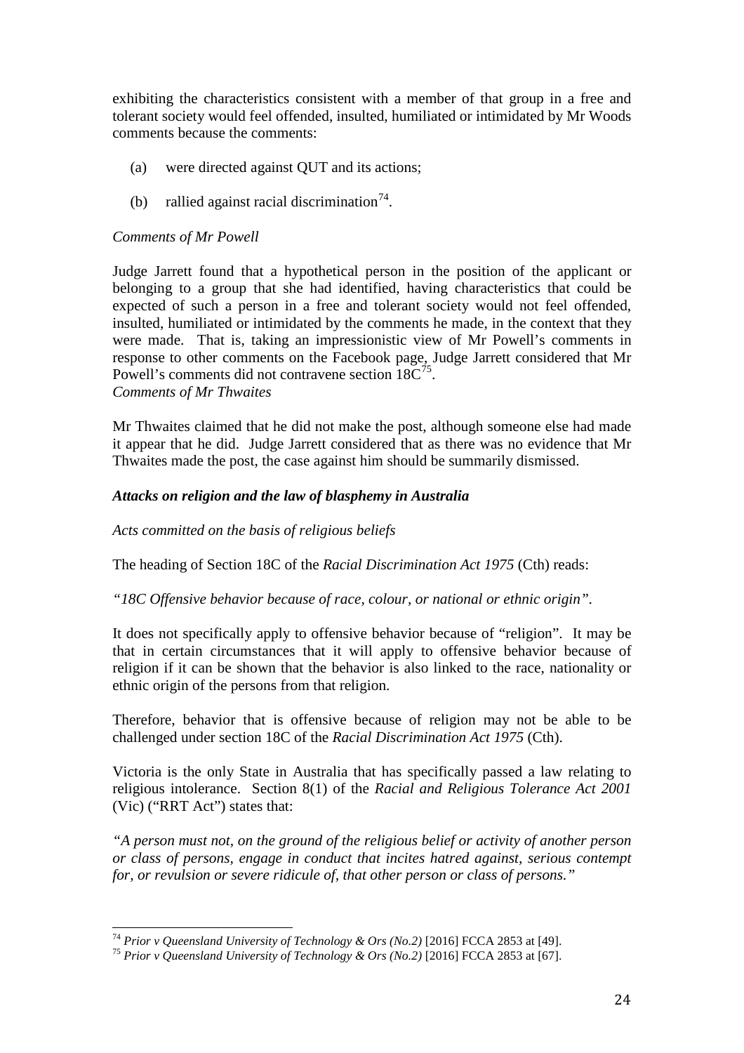exhibiting the characteristics consistent with a member of that group in a free and tolerant society would feel offended, insulted, humiliated or intimidated by Mr Woods comments because the comments:

(a) were directed against QUT and its actions;

(b) rallied against racial discrimination[74].

*Comments of Mr Powell*

Judge Jarrett found that a hypothetical person in the position of the applicant or belonging to a group that she had identified, having characteristics that could be expected of such a person in a free and tolerant society would not feel offended, insulted, humiliated or intimidated by the comments he made, in the context that they were made. That is, taking an impressionistic view of Mr Powell's comments in response to other comments on the Facebook page, Judge Jarrett considered that Mr Powell's comments did not contravene section 18C[75].

*Comments of Mr Thwaites*

Mr Thwaites claimed that he did not make the post, although someone else had made it appear that he did. Judge Jarrett considered that as there was no evidence that Mr Thwaites made the post, the case against him should be summarily dismissed.

***Attacks on religion and the law of blasphemy in Australia***

*Acts committed on the basis of religious beliefs*

The heading of Section 18C of the *Racial Discrimination Act 1975* (Cth) reads:

*"18C Offensive behavior because of race, colour, or national or ethnic origin".*

It does not specifically apply to offensive behavior because of "religion". It may be that in certain circumstances that it will apply to offensive behavior because of religion if it can be shown that the behavior is also linked to the race, nationality or ethnic origin of the persons from that religion.

Therefore, behavior that is offensive because of religion may not be able to be challenged under section 18C of the *Racial Discrimination Act 1975* (Cth).

Victoria is the only State in Australia that has specifically passed a law relating to religious intolerance. Section 8(1) of the *Racial and Religious Tolerance Act 2001* (Vic) ("RRT Act") states that:

*"A person must not, on the ground of the religious belief or activity of another person or class of persons, engage in conduct that incites hatred against, serious contempt for, or revulsion or severe ridicule of, that other person or class of persons."*

---

[74] *Prior v Queensland University of Technology & Ors (No.2)* [2016] FCCA 2853 at [49].

[75] *Prior v Queensland University of Technology & Ors (No.2)* [2016] FCCA 2853 at [67].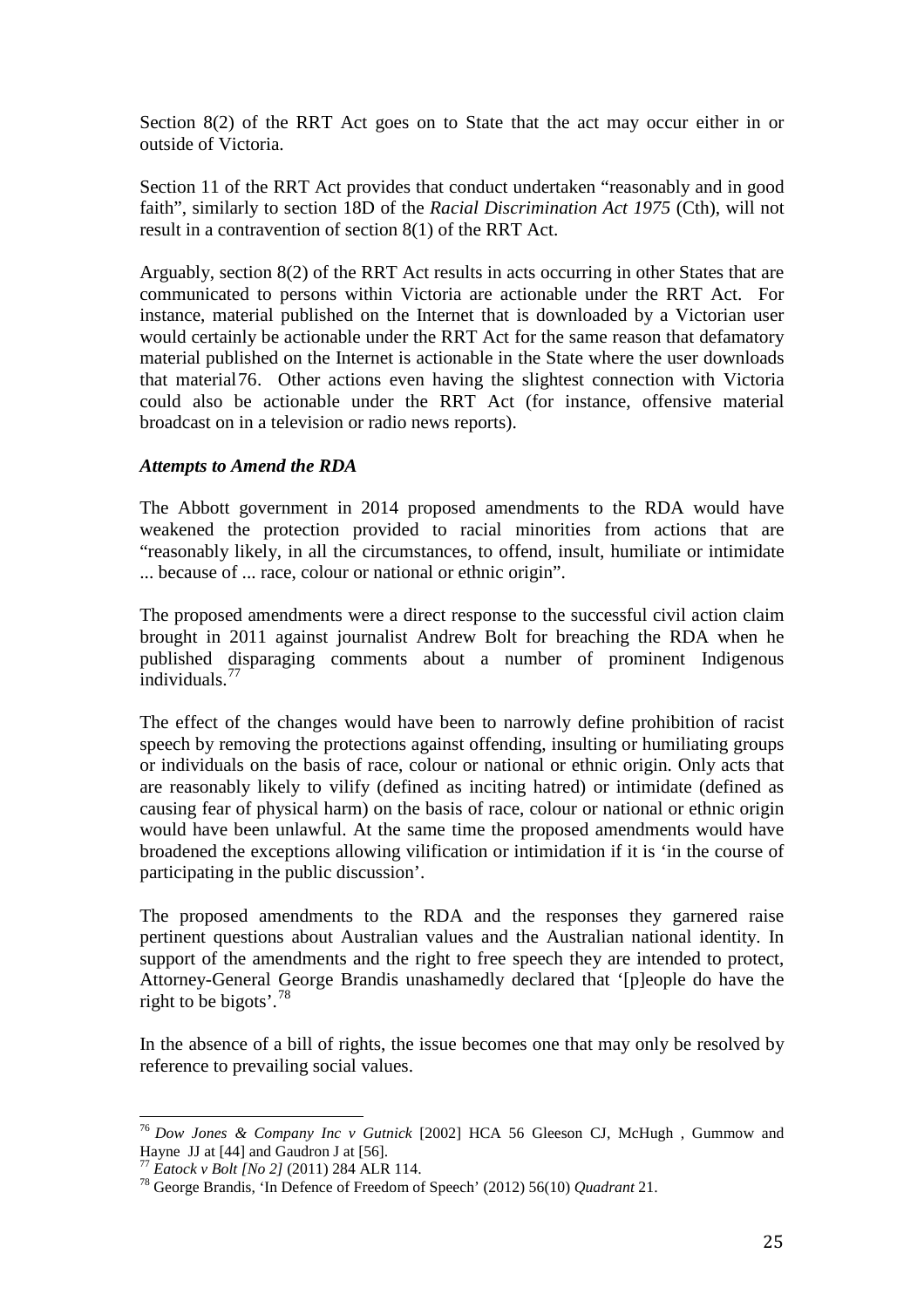Section 8(2) of the RRT Act goes on to State that the act may occur either in or outside of Victoria.

Section 11 of the RRT Act provides that conduct undertaken "reasonably and in good faith", similarly to section 18D of the *Racial Discrimination Act 1975* (Cth), will not result in a contravention of section 8(1) of the RRT Act.

Arguably, section 8(2) of the RRT Act results in acts occurring in other States that are communicated to persons within Victoria are actionable under the RRT Act. For instance, material published on the Internet that is downloaded by a Victorian user would certainly be actionable under the RRT Act for the same reason that defamatory material published on the Internet is actionable in the State where the user downloads that material[76]. Other actions even having the slightest connection with Victoria could also be actionable under the RRT Act (for instance, offensive material broadcast on in a television or radio news reports).

***Attempts to Amend the RDA***

The Abbott government in 2014 proposed amendments to the RDA would have weakened the protection provided to racial minorities from actions that are "reasonably likely, in all the circumstances, to offend, insult, humiliate or intimidate ... because of ... race, colour or national or ethnic origin".

The proposed amendments were a direct response to the successful civil action claim brought in 2011 against journalist Andrew Bolt for breaching the RDA when he published disparaging comments about a number of prominent Indigenous individuals.[77]

The effect of the changes would have been to narrowly define prohibition of racist speech by removing the protections against offending, insulting or humiliating groups or individuals on the basis of race, colour or national or ethnic origin. Only acts that are reasonably likely to vilify (defined as inciting hatred) or intimidate (defined as causing fear of physical harm) on the basis of race, colour or national or ethnic origin would have been unlawful. At the same time the proposed amendments would have broadened the exceptions allowing vilification or intimidation if it is 'in the course of participating in the public discussion'.

The proposed amendments to the RDA and the responses they garnered raise pertinent questions about Australian values and the Australian national identity. In support of the amendments and the right to free speech they are intended to protect, Attorney-General George Brandis unashamedly declared that '[p]eople do have the right to be bigots'.[78]

In the absence of a bill of rights, the issue becomes one that may only be resolved by reference to prevailing social values.

---

[76] *Dow Jones & Company Inc v Gutnick* [2002] HCA 56 Gleeson CJ, McHugh , Gummow and Hayne JJ at [44] and Gaudron J at [56].

[77] *Eatock v Bolt [No 2]* (2011) 284 ALR 114.

[78] George Brandis, 'In Defence of Freedom of Speech' (2012) 56(10) *Quadrant* 21.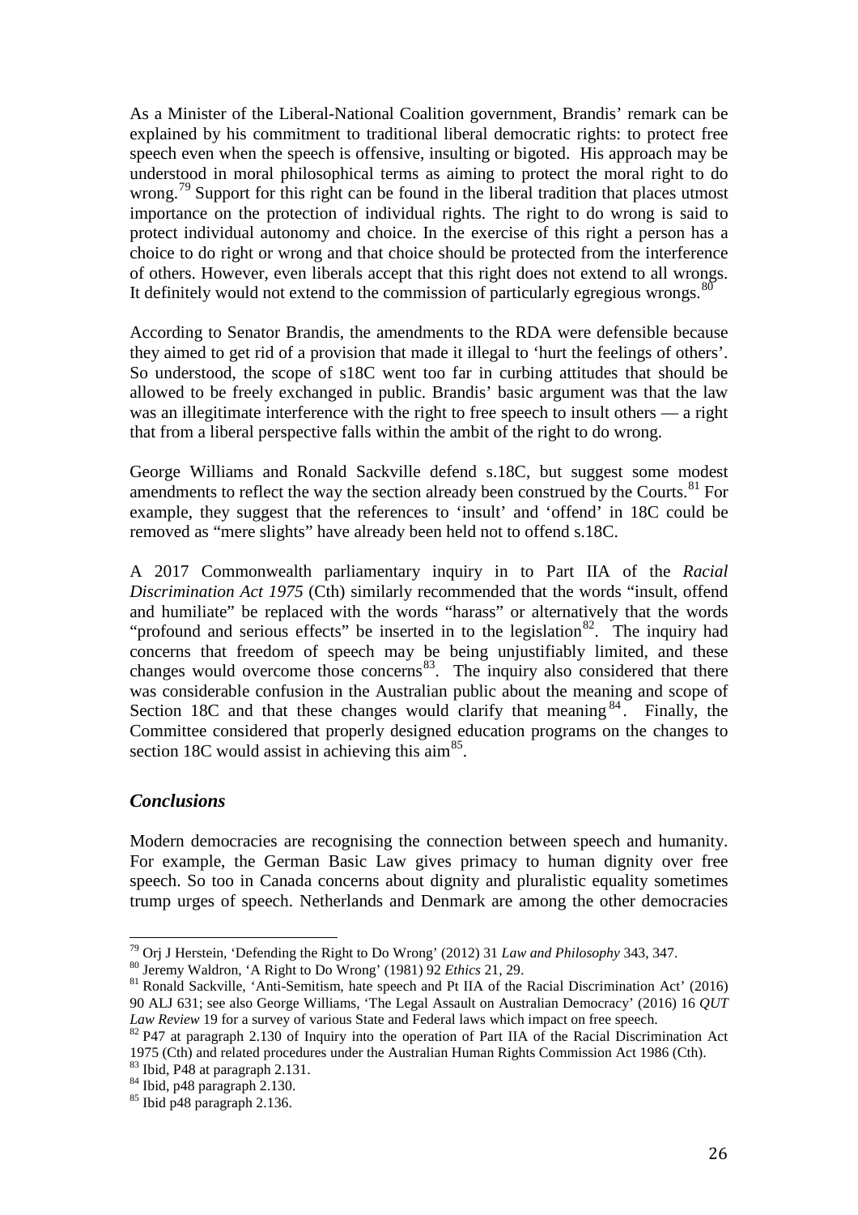As a Minister of the Liberal-National Coalition government, Brandis' remark can be explained by his commitment to traditional liberal democratic rights: to protect free speech even when the speech is offensive, insulting or bigoted. His approach may be understood in moral philosophical terms as aiming to protect the moral right to do wrong.[79] Support for this right can be found in the liberal tradition that places utmost importance on the protection of individual rights. The right to do wrong is said to protect individual autonomy and choice. In the exercise of this right a person has a choice to do right or wrong and that choice should be protected from the interference of others. However, even liberals accept that this right does not extend to all wrongs. It definitely would not extend to the commission of particularly egregious wrongs.[80]

According to Senator Brandis, the amendments to the RDA were defensible because they aimed to get rid of a provision that made it illegal to 'hurt the feelings of others'. So understood, the scope of s18C went too far in curbing attitudes that should be allowed to be freely exchanged in public. Brandis' basic argument was that the law was an illegitimate interference with the right to free speech to insult others — a right that from a liberal perspective falls within the ambit of the right to do wrong.

George Williams and Ronald Sackville defend s.18C, but suggest some modest amendments to reflect the way the section already been construed by the Courts.[81] For example, they suggest that the references to 'insult' and 'offend' in 18C could be removed as "mere slights" have already been held not to offend s.18C.

A 2017 Commonwealth parliamentary inquiry in to Part IIA of the *Racial Discrimination Act 1975* (Cth) similarly recommended that the words "insult, offend and humiliate" be replaced with the words "harass" or alternatively that the words "profound and serious effects" be inserted in to the legislation[82]. The inquiry had concerns that freedom of speech may be being unjustifiably limited, and these changes would overcome those concerns[83]. The inquiry also considered that there was considerable confusion in the Australian public about the meaning and scope of Section 18C and that these changes would clarify that meaning[84]. Finally, the Committee considered that properly designed education programs on the changes to section 18C would assist in achieving this aim[85].

### *Conclusions*

Modern democracies are recognising the connection between speech and humanity. For example, the German Basic Law gives primacy to human dignity over free speech. So too in Canada concerns about dignity and pluralistic equality sometimes trump urges of speech. Netherlands and Denmark are among the other democracies

---

[79] Orj J Herstein, 'Defending the Right to Do Wrong' (2012) 31 *Law and Philosophy* 343, 347.

[80] Jeremy Waldron, 'A Right to Do Wrong' (1981) 92 *Ethics* 21, 29.

[81] Ronald Sackville, 'Anti-Semitism, hate speech and Pt IIA of the Racial Discrimination Act' (2016) 90 ALJ 631; see also George Williams, 'The Legal Assault on Australian Democracy' (2016) 16 *QUT Law Review* 19 for a survey of various State and Federal laws which impact on free speech.

[82] P47 at paragraph 2.130 of Inquiry into the operation of Part IIA of the Racial Discrimination Act 1975 (Cth) and related procedures under the Australian Human Rights Commission Act 1986 (Cth).

[83] Ibid, P48 at paragraph 2.131.

[84] Ibid, p48 paragraph 2.130.

[85] Ibid p48 paragraph 2.136.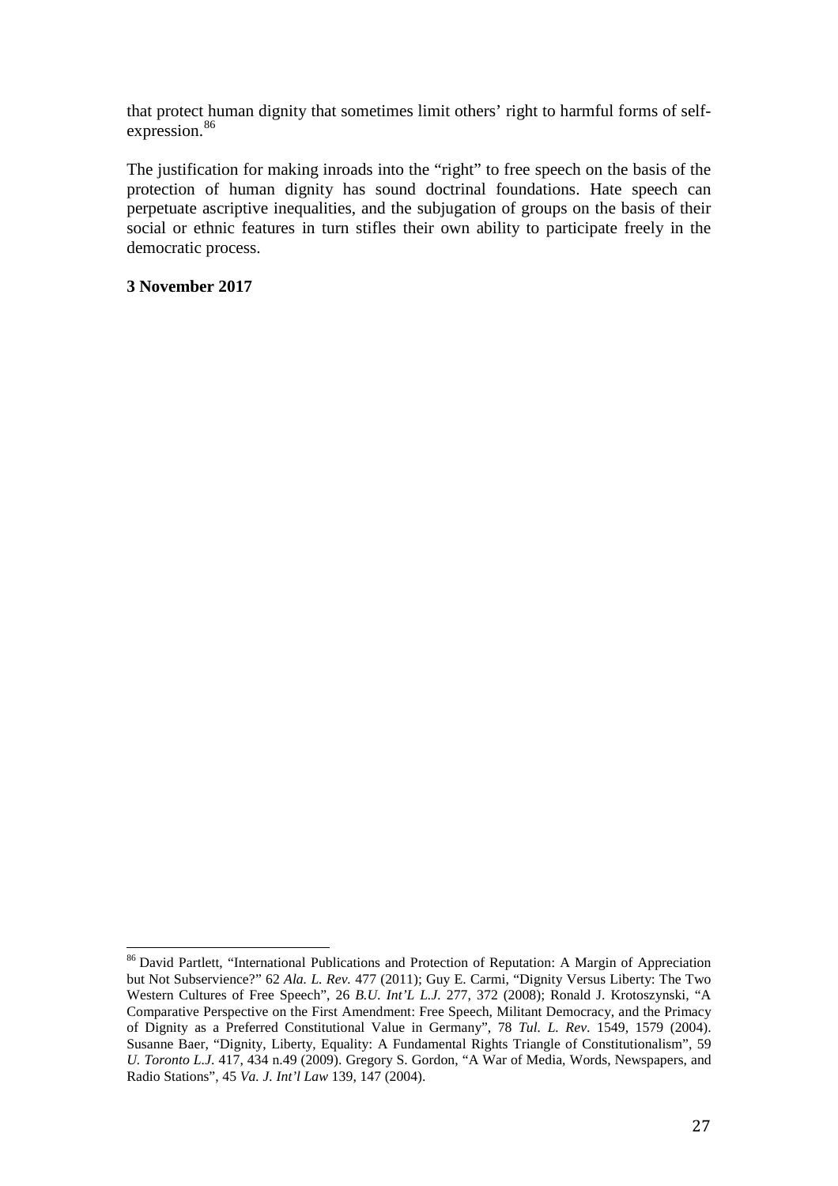that protect human dignity that sometimes limit others' right to harmful forms of self-expression.[86]

The justification for making inroads into the "right" to free speech on the basis of the protection of human dignity has sound doctrinal foundations. Hate speech can perpetuate ascriptive inequalities, and the subjugation of groups on the basis of their social or ethnic features in turn stifles their own ability to participate freely in the democratic process.

**3 November 2017**

---

[86] David Partlett, "International Publications and Protection of Reputation: A Margin of Appreciation but Not Subservience?" 62 *Ala. L. Rev.* 477 (2011); Guy E. Carmi, "Dignity Versus Liberty: The Two Western Cultures of Free Speech", 26 *B.U. Int'L L.J.* 277, 372 (2008); Ronald J. Krotoszynski, "A Comparative Perspective on the First Amendment: Free Speech, Militant Democracy, and the Primacy of Dignity as a Preferred Constitutional Value in Germany", 78 *Tul. L. Rev*. 1549, 1579 (2004). Susanne Baer, "Dignity, Liberty, Equality: A Fundamental Rights Triangle of Constitutionalism", 59 *U. Toronto L.J.* 417, 434 n.49 (2009). Gregory S. Gordon, "A War of Media, Words, Newspapers, and Radio Stations", 45 *Va. J. Int'l Law* 139, 147 (2004).